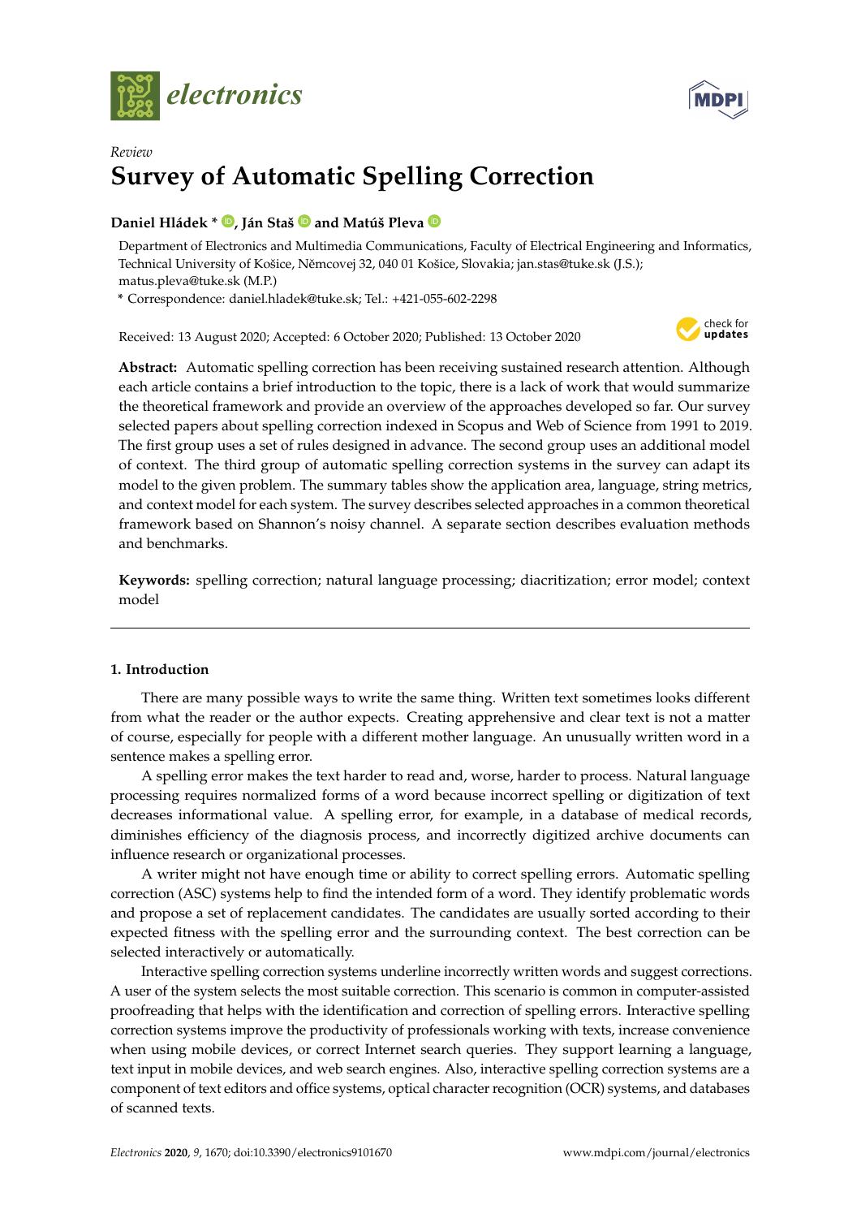*Review*

# Survey of Automatic Spelling Correction

**Daniel Hládek** *, **Ján Staš** and **Matúš Pleva**

Department of Electronics and Multimedia Communications, Faculty of Electrical Engineering and Informatics, Technical University of Košice, Němcovej 32, 040 01 Košice, Slovakia; jan.stas@tuke.sk (J.S.); matus.pleva@tuke.sk (M.P.)

\* Correspondence: daniel.hladek@tuke.sk; Tel.: +421-055-602-2298

Received: 13 August 2020; Accepted: 6 October 2020; Published: 13 October 2020

**Abstract:** Automatic spelling correction has been receiving sustained research attention. Although each article contains a brief introduction to the topic, there is a lack of work that would summarize the theoretical framework and provide an overview of the approaches developed so far. Our survey selected papers about spelling correction indexed in Scopus and Web of Science from 1991 to 2019. The first group uses a set of rules designed in advance. The second group uses an additional model of context. The third group of automatic spelling correction systems in the survey can adapt its model to the given problem. The summary tables show the application area, language, string metrics, and context model for each system. The survey describes selected approaches in a common theoretical framework based on Shannon's noisy channel. A separate section describes evaluation methods and benchmarks.

**Keywords:** spelling correction; natural language processing; diacritization; error model; context model

## 1. Introduction

There are many possible ways to write the same thing. Written text sometimes looks different from what the reader or the author expects. Creating apprehensive and clear text is not a matter of course, especially for people with a different mother language. An unusually written word in a sentence makes a spelling error.

A spelling error makes the text harder to read and, worse, harder to process. Natural language processing requires normalized forms of a word because incorrect spelling or digitization of text decreases informational value. A spelling error, for example, in a database of medical records, diminishes efficiency of the diagnosis process, and incorrectly digitized archive documents can influence research or organizational processes.

A writer might not have enough time or ability to correct spelling errors. Automatic spelling correction (ASC) systems help to find the intended form of a word. They identify problematic words and propose a set of replacement candidates. The candidates are usually sorted according to their expected fitness with the spelling error and the surrounding context. The best correction can be selected interactively or automatically.

Interactive spelling correction systems underline incorrectly written words and suggest corrections. A user of the system selects the most suitable correction. This scenario is common in computer-assisted proofreading that helps with the identification and correction of spelling errors. Interactive spelling correction systems improve the productivity of professionals working with texts, increase convenience when using mobile devices, or correct Internet search queries. They support learning a language, text input in mobile devices, and web search engines. Also, interactive spelling correction systems are a component of text editors and office systems, optical character recognition (OCR) systems, and databases of scanned texts.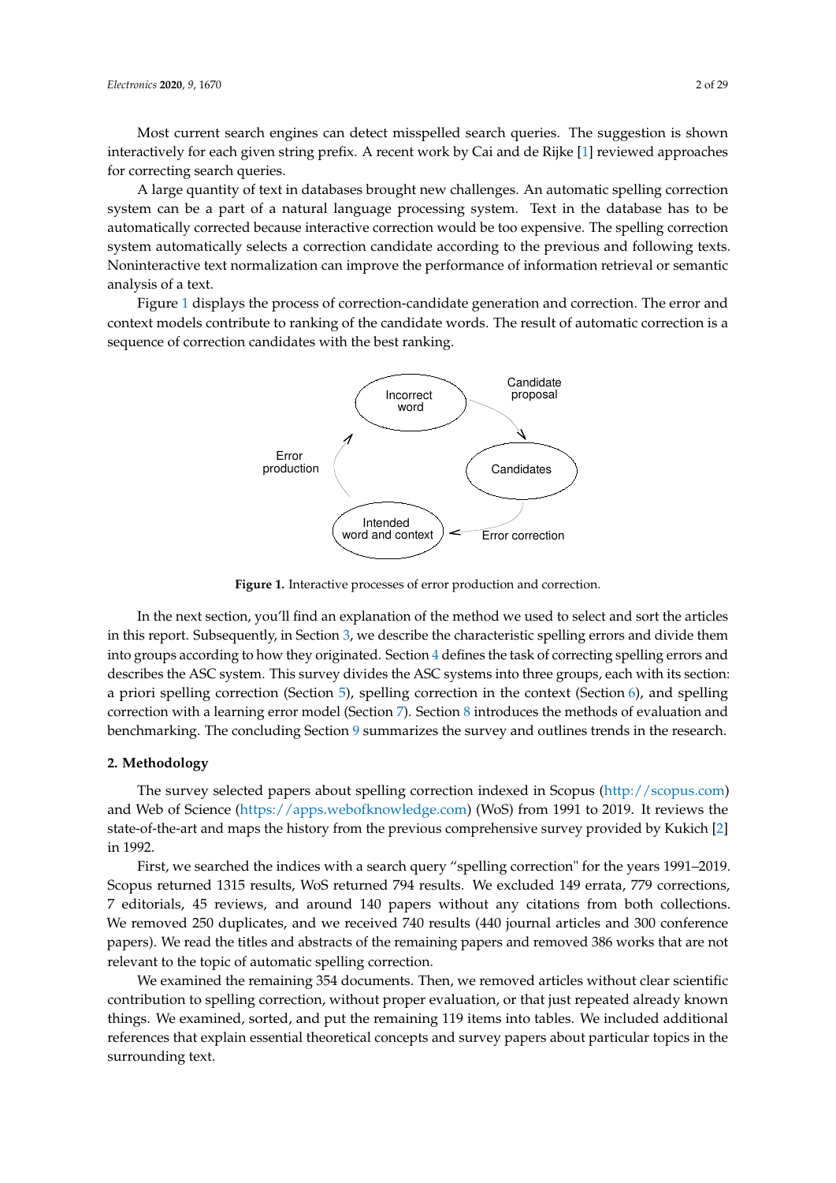Most current search engines can detect misspelled search queries. The suggestion is shown interactively for each given string prefix. A recent work by Cai and de Rijke [1] reviewed approaches for correcting search queries.

A large quantity of text in databases brought new challenges. An automatic spelling correction system can be a part of a natural language processing system. Text in the database has to be automatically corrected because interactive correction would be too expensive. The spelling correction system automatically selects a correction candidate according to the previous and following texts. Noninteractive text normalization can improve the performance of information retrieval or semantic analysis of a text.

Figure 1 displays the process of correction-candidate generation and correction. The error and context models contribute to ranking of the candidate words. The result of automatic correction is a sequence of correction candidates with the best ranking.

Incorrect word

Candidate proposal

Candidates

Error correction

Intended word and context

Error production

**Figure 1.** Interactive processes of error production and correction.

In the next section, you'll find an explanation of the method we used to select and sort the articles in this report. Subsequently, in Section 3, we describe the characteristic spelling errors and divide them into groups according to how they originated. Section 4 defines the task of correcting spelling errors and describes the ASC system. This survey divides the ASC systems into three groups, each with its section: a priori spelling correction (Section 5), spelling correction in the context (Section 6), and spelling correction with a learning error model (Section 7). Section 8 introduces the methods of evaluation and benchmarking. The concluding Section 9 summarizes the survey and outlines trends in the research.

## 2. Methodology

The survey selected papers about spelling correction indexed in Scopus (http://scopus.com) and Web of Science (https://apps.webofknowledge.com) (WoS) from 1991 to 2019. It reviews the state-of-the-art and maps the history from the previous comprehensive survey provided by Kukich [2] in 1992.

First, we searched the indices with a search query "spelling correction" for the years 1991–2019. Scopus returned 1315 results, WoS returned 794 results. We excluded 149 errata, 779 corrections, 7 editorials, 45 reviews, and around 140 papers without any citations from both collections. We removed 250 duplicates, and we received 740 results (440 journal articles and 300 conference papers). We read the titles and abstracts of the remaining papers and removed 386 works that are not relevant to the topic of automatic spelling correction.

We examined the remaining 354 documents. Then, we removed articles without clear scientific contribution to spelling correction, without proper evaluation, or that just repeated already known things. We examined, sorted, and put the remaining 119 items into tables. We included additional references that explain essential theoretical concepts and survey papers about particular topics in the surrounding text.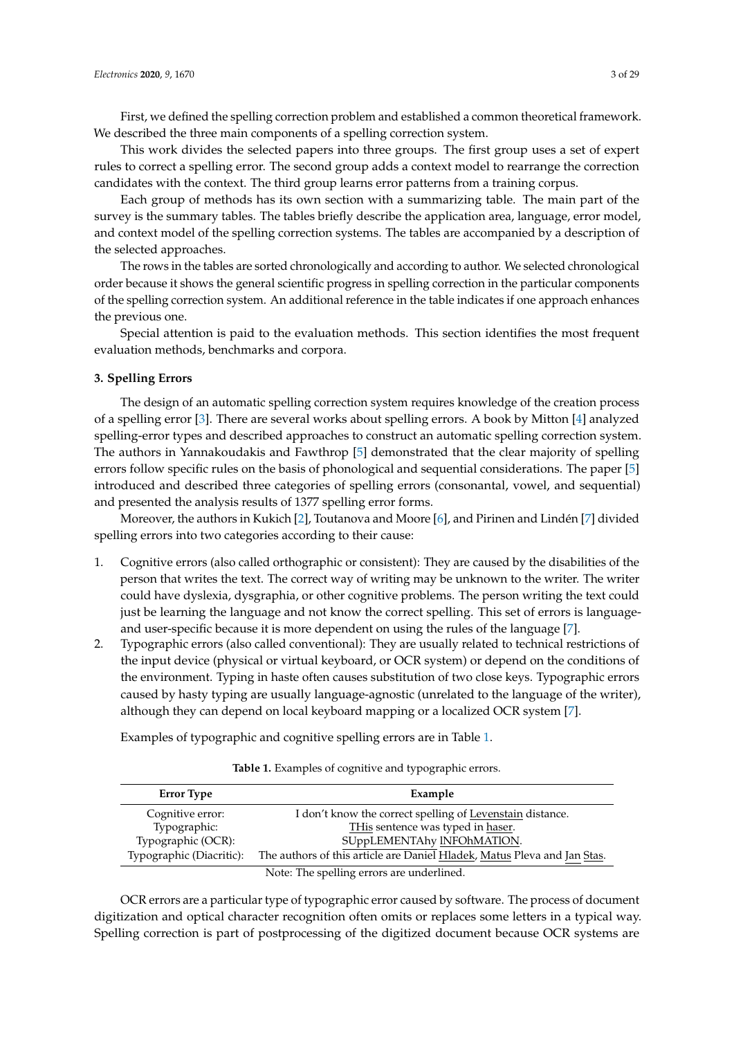First, we defined the spelling correction problem and established a common theoretical framework. We described the three main components of a spelling correction system.

This work divides the selected papers into three groups. The first group uses a set of expert rules to correct a spelling error. The second group adds a context model to rearrange the correction candidates with the context. The third group learns error patterns from a training corpus.

Each group of methods has its own section with a summarizing table. The main part of the survey is the summary tables. The tables briefly describe the application area, language, error model, and context model of the spelling correction systems. The tables are accompanied by a description of the selected approaches.

The rows in the tables are sorted chronologically and according to author. We selected chronological order because it shows the general scientific progress in spelling correction in the particular components of the spelling correction system. An additional reference in the table indicates if one approach enhances the previous one.

Special attention is paid to the evaluation methods. This section identifies the most frequent evaluation methods, benchmarks and corpora.

### 3. Spelling Errors

The design of an automatic spelling correction system requires knowledge of the creation process of a spelling error [3]. There are several works about spelling errors. A book by Mitton [4] analyzed spelling-error types and described approaches to construct an automatic spelling correction system. The authors in Yannakoudakis and Fawthrop [5] demonstrated that the clear majority of spelling errors follow specific rules on the basis of phonological and sequential considerations. The paper [5] introduced and described three categories of spelling errors (consonantal, vowel, and sequential) and presented the analysis results of 1377 spelling error forms.

Moreover, the authors in Kukich [2], Toutanova and Moore [6], and Pirinen and Lindén [7] divided spelling errors into two categories according to their cause:

1. Cognitive errors (also called orthographic or consistent): They are caused by the disabilities of the person that writes the text. The correct way of writing may be unknown to the writer. The writer could have dyslexia, dysgraphia, or other cognitive problems. The person writing the text could just be learning the language and not know the correct spelling. This set of errors is language- and user-specific because it is more dependent on using the rules of the language [7].
2. Typographic errors (also called conventional): They are usually related to technical restrictions of the input device (physical or virtual keyboard, or OCR system) or depend on the conditions of the environment. Typing in haste often causes substitution of two close keys. Typographic errors caused by hasty typing are usually language-agnostic (unrelated to the language of the writer), although they can depend on local keyboard mapping or a localized OCR system [7].

Examples of typographic and cognitive spelling errors are in Table 1.

**Table 1.** Examples of cognitive and typographic errors.

| Error Type | Example |
|---|---|
| Cognitive error: | I don't know the correct spelling of <u>Levenstain</u> distance. |
| Typographic: | <u>THis</u> sentence was typed in <u>haser</u>. |
| Typographic (OCR): | <u>SUppLEMENTAhy lNFOhMATlON</u>. |
| Typographic (Diacritic): | The authors of this article are Daniel <u>Hladek</u>, <u>Matus</u> Pleva and <u>Jan</u> <u>Stas</u>. |

Note: The spelling errors are underlined.

OCR errors are a particular type of typographic error caused by software. The process of document digitization and optical character recognition often omits or replaces some letters in a typical way. Spelling correction is part of postprocessing of the digitized document because OCR systems are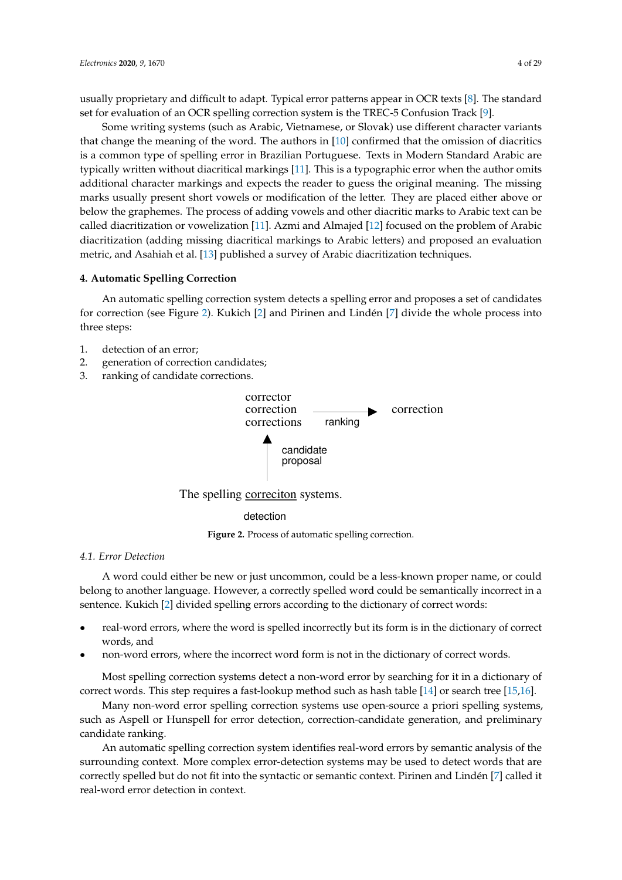usually proprietary and difficult to adapt. Typical error patterns appear in OCR texts [8]. The standard set for evaluation of an OCR spelling correction system is the TREC-5 Confusion Track [9].

Some writing systems (such as Arabic, Vietnamese, or Slovak) use different character variants that change the meaning of the word. The authors in [10] confirmed that the omission of diacritics is a common type of spelling error in Brazilian Portuguese. Texts in Modern Standard Arabic are typically written without diacritical markings [11]. This is a typographic error when the author omits additional character markings and expects the reader to guess the original meaning. The missing marks usually present short vowels or modification of the letter. They are placed either above or below the graphemes. The process of adding vowels and other diacritic marks to Arabic text can be called diacritization or vowelization [11]. Azmi and Almajed [12] focused on the problem of Arabic diacritization (adding missing diacritical markings to Arabic letters) and proposed an evaluation metric, and Asahiah et al. [13] published a survey of Arabic diacritization techniques.

## 4. Automatic Spelling Correction

An automatic spelling correction system detects a spelling error and proposes a set of candidates for correction (see Figure 2). Kukich [2] and Pirinen and Lindén [7] divide the whole process into three steps:

1. detection of an error;
2. generation of correction candidates;
3. ranking of candidate corrections.

corrector
correction
corrections
ranking
correction
candidate
proposal
The spelling correciton systems.
detection

**Figure 2.** Process of automatic spelling correction.

### 4.1. Error Detection

A word could either be new or just uncommon, could be a less-known proper name, or could belong to another language. However, a correctly spelled word could be semantically incorrect in a sentence. Kukich [2] divided spelling errors according to the dictionary of correct words:

- real-word errors, where the word is spelled incorrectly but its form is in the dictionary of correct words, and
- non-word errors, where the incorrect word form is not in the dictionary of correct words.

Most spelling correction systems detect a non-word error by searching for it in a dictionary of correct words. This step requires a fast-lookup method such as hash table [14] or search tree [15,16].

Many non-word error spelling correction systems use open-source a priori spelling systems, such as Aspell or Hunspell for error detection, correction-candidate generation, and preliminary candidate ranking.

An automatic spelling correction system identifies real-word errors by semantic analysis of the surrounding context. More complex error-detection systems may be used to detect words that are correctly spelled but do not fit into the syntactic or semantic context. Pirinen and Lindén [7] called it real-word error detection in context.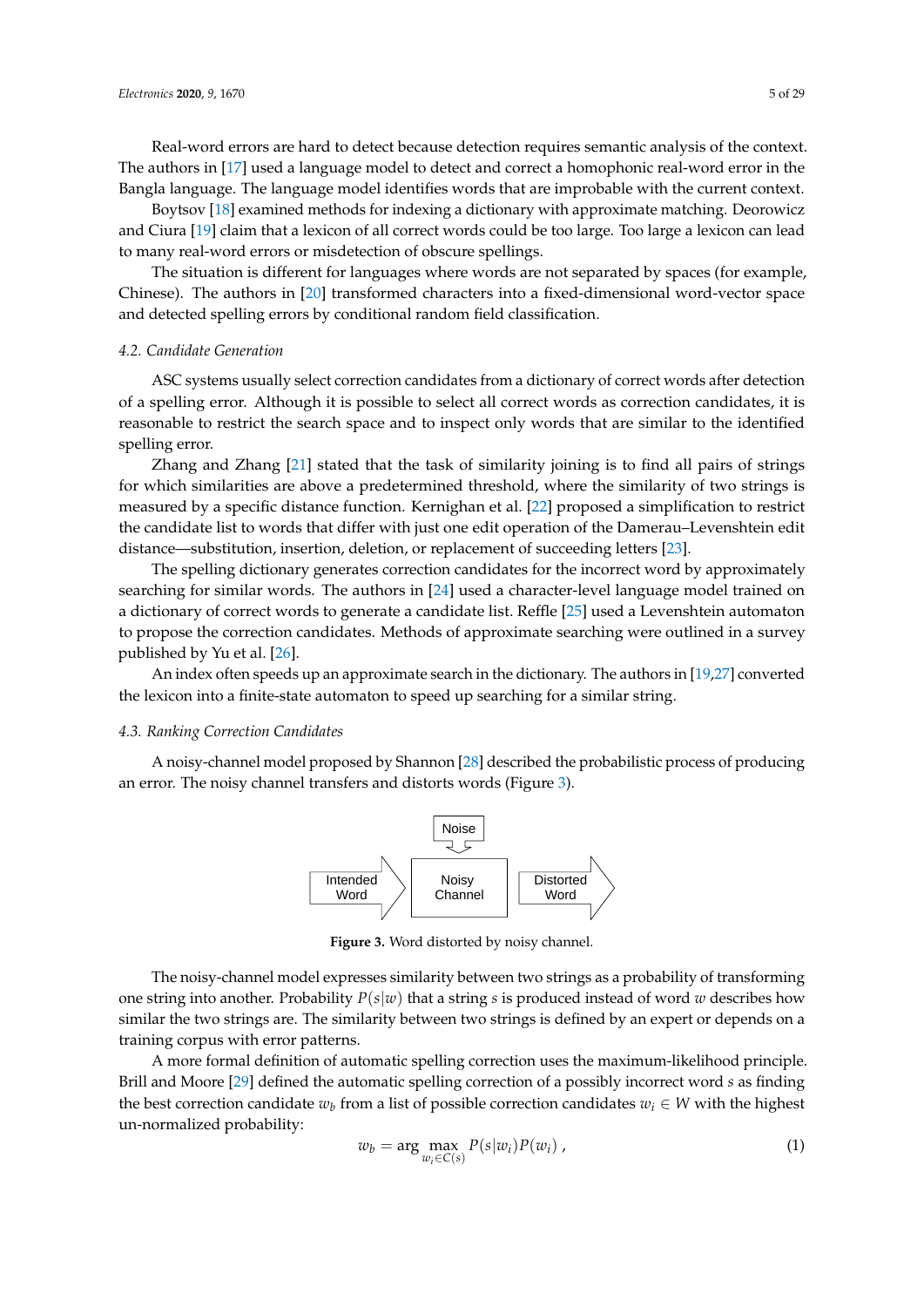Real-word errors are hard to detect because detection requires semantic analysis of the context. The authors in [17] used a language model to detect and correct a homophonic real-word error in the Bangla language. The language model identifies words that are improbable with the current context.

Boytsov [18] examined methods for indexing a dictionary with approximate matching. Deorowicz and Ciura [19] claim that a lexicon of all correct words could be too large. Too large a lexicon can lead to many real-word errors or misdetection of obscure spellings.

The situation is different for languages where words are not separated by spaces (for example, Chinese). The authors in [20] transformed characters into a fixed-dimensional word-vector space and detected spelling errors by conditional random field classification.

### 4.2. Candidate Generation

ASC systems usually select correction candidates from a dictionary of correct words after detection of a spelling error. Although it is possible to select all correct words as correction candidates, it is reasonable to restrict the search space and to inspect only words that are similar to the identified spelling error.

Zhang and Zhang [21] stated that the task of similarity joining is to find all pairs of strings for which similarities are above a predetermined threshold, where the similarity of two strings is measured by a specific distance function. Kernighan et al. [22] proposed a simplification to restrict the candidate list to words that differ with just one edit operation of the Damerau–Levenshtein edit distance—substitution, insertion, deletion, or replacement of succeeding letters [23].

The spelling dictionary generates correction candidates for the incorrect word by approximately searching for similar words. The authors in [24] used a character-level language model trained on a dictionary of correct words to generate a candidate list. Reffle [25] used a Levenshtein automaton to propose the correction candidates. Methods of approximate searching were outlined in a survey published by Yu et al. [26].

An index often speeds up an approximate search in the dictionary. The authors in [19,27] converted the lexicon into a finite-state automaton to speed up searching for a similar string.

### 4.3. Ranking Correction Candidates

A noisy-channel model proposed by Shannon [28] described the probabilistic process of producing an error. The noisy channel transfers and distorts words (Figure 3).

Noise

Intended Word

Noisy Channel

Distorted Word

**Figure 3.** Word distorted by noisy channel.

The noisy-channel model expresses similarity between two strings as a probability of transforming one string into another. Probability $P(s|w)$ that a string $s$ is produced instead of word $w$ describes how similar the two strings are. The similarity between two strings is defined by an expert or depends on a training corpus with error patterns.

A more formal definition of automatic spelling correction uses the maximum-likelihood principle. Brill and Moore [29] defined the automatic spelling correction of a possibly incorrect word $s$ as finding the best correction candidate $w_b$ from a list of possible correction candidates $w_i \in W$ with the highest un-normalized probability:

$$w_b = \arg \max_{w_i \in C(s)} P(s|w_i)P(w_i) \, , \tag{1}$$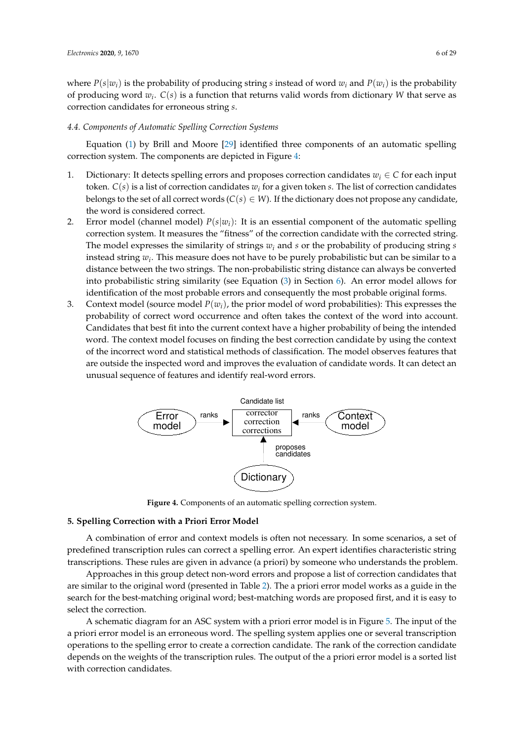where $P(s|w_i)$ is the probability of producing string $s$ instead of word $w_i$ and $P(w_i)$ is the probability of producing word $w_i$. $C(s)$ is a function that returns valid words from dictionary $W$ that serve as correction candidates for erroneous string $s$.

### 4.4. Components of Automatic Spelling Correction Systems

Equation (1) by Brill and Moore [29] identified three components of an automatic spelling correction system. The components are depicted in Figure 4:

1. Dictionary: It detects spelling errors and proposes correction candidates $w_i \in C$ for each input token. $C(s)$ is a list of correction candidates $w_i$ for a given token $s$. The list of correction candidates belongs to the set of all correct words ($C(s) \in W$). If the dictionary does not propose any candidate, the word is considered correct.
2. Error model (channel model) $P(s|w_i)$: It is an essential component of the automatic spelling correction system. It measures the "fitness" of the correction candidate with the corrected string. The model expresses the similarity of strings $w_i$ and $s$ or the probability of producing string $s$ instead string $w_i$. This measure does not have to be purely probabilistic but can be similar to a distance between the two strings. The non-probabilistic string distance can always be converted into probabilistic string similarity (see Equation (3) in Section 6). An error model allows for identification of the most probable errors and consequently the most probable original forms.
3. Context model (source model $P(w_i)$, the prior model of word probabilities): This expresses the probability of correct word occurrence and often takes the context of the word into account. Candidates that best fit into the current context have a higher probability of being the intended word. The context model focuses on finding the best correction candidate by using the context of the incorrect word and statistical methods of classification. The model observes features that are outside the inspected word and improves the evaluation of candidate words. It can detect an unusual sequence of features and identify real-word errors.

Candidate list
corrector
correction
corrections
Error model
ranks
ranks
Context model
proposes candidates
Dictionary

**Figure 4.** Components of an automatic spelling correction system.

## 5. Spelling Correction with a Priori Error Model

A combination of error and context models is often not necessary. In some scenarios, a set of predefined transcription rules can correct a spelling error. An expert identifies characteristic string transcriptions. These rules are given in advance (a priori) by someone who understands the problem.

Approaches in this group detect non-word errors and propose a list of correction candidates that are similar to the original word (presented in Table 2). The a priori error model works as a guide in the search for the best-matching original word; best-matching words are proposed first, and it is easy to select the correction.

A schematic diagram for an ASC system with a priori error model is in Figure 5. The input of the a priori error model is an erroneous word. The spelling system applies one or several transcription operations to the spelling error to create a correction candidate. The rank of the correction candidate depends on the weights of the transcription rules. The output of the a priori error model is a sorted list with correction candidates.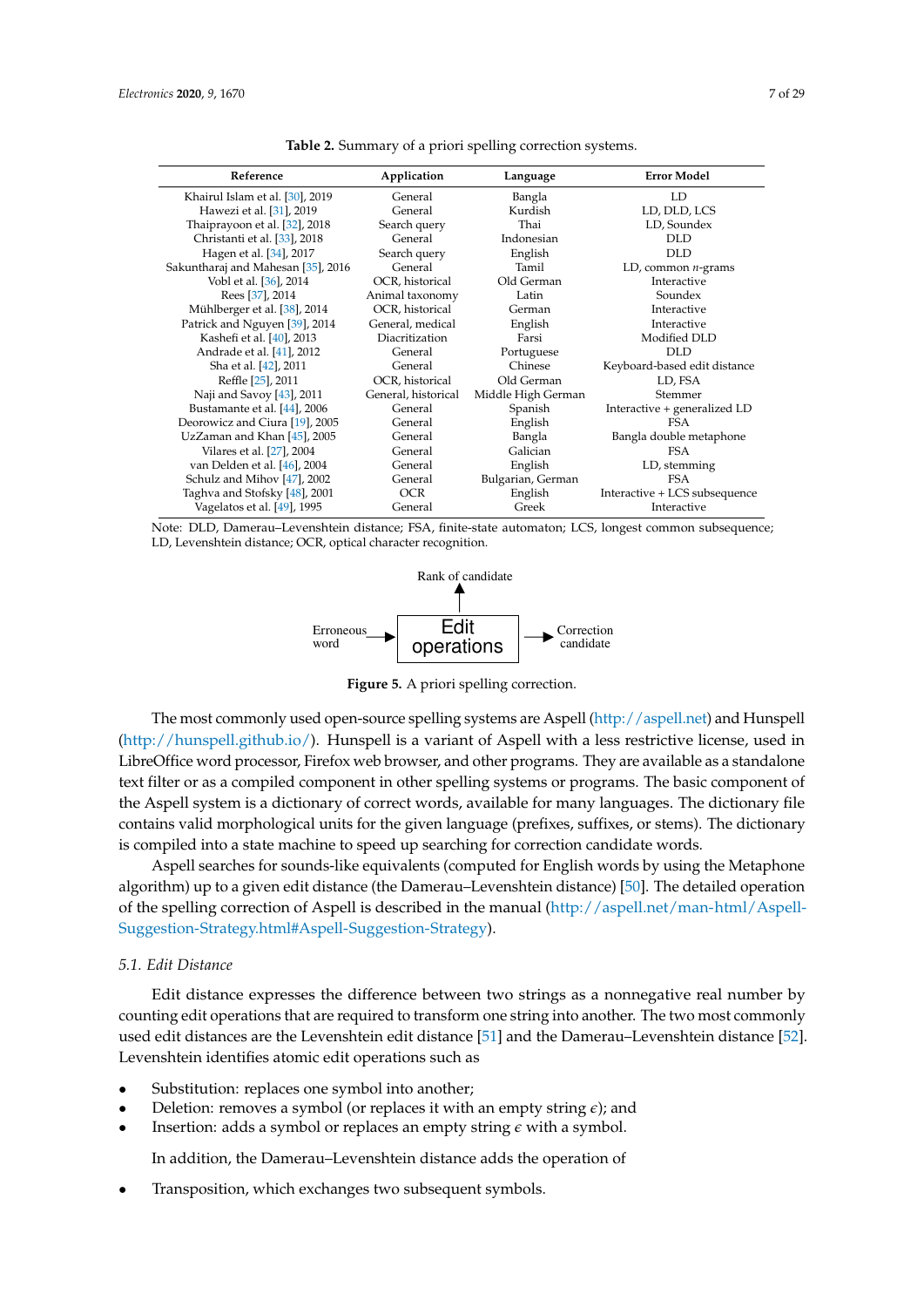**Table 2.** Summary of a priori spelling correction systems.

| Reference | Application | Language | Error Model |
|---|---|---|---|
| Khairul Islam et al. [30], 2019 | General | Bangla | LD |
| Hawezi et al. [31], 2019 | General | Kurdish | LD, DLD, LCS |
| Thaiprayoon et al. [32], 2018 | Search query | Thai | LD, Soundex |
| Christanti et al. [33], 2018 | General | Indonesian | DLD |
| Hagen et al. [34], 2017 | Search query | English | DLD |
| Sakuntharaj and Mahesan [35], 2016 | General | Tamil | LD, common $n$-grams |
| Vobl et al. [36], 2014 | OCR, historical | Old German | Interactive |
| Rees [37], 2014 | Animal taxonomy | Latin | Soundex |
| Mühlberger et al. [38], 2014 | OCR, historical | German | Interactive |
| Patrick and Nguyen [39], 2014 | General, medical | English | Interactive |
| Kashefi et al. [40], 2013 | Diacritization | Farsi | Modified DLD |
| Andrade et al. [41], 2012 | General | Portuguese | DLD |
| Sha et al. [42], 2011 | General | Chinese | Keyboard-based edit distance |
| Reffle [25], 2011 | OCR, historical | Old German | LD, FSA |
| Naji and Savoy [43], 2011 | General, historical | Middle High German | Stemmer |
| Bustamante et al. [44], 2006 | General | Spanish | Interactive + generalized LD |
| Deorowicz and Ciura [19], 2005 | General | English | FSA |
| UzZaman and Khan [45], 2005 | General | Bangla | Bangla double metaphone |
| Vilares et al. [27], 2004 | General | Galician | FSA |
| van Delden et al. [46], 2004 | General | English | LD, stemming |
| Schulz and Mihov [47], 2002 | General | Bulgarian, German | FSA |
| Taghva and Stofsky [48], 2001 | OCR | English | Interactive + LCS subsequence |
| Vagelatos et al. [49], 1995 | General | Greek | Interactive |

Note: DLD, Damerau–Levenshtein distance; FSA, finite-state automaton; LCS, longest common subsequence; LD, Levenshtein distance; OCR, optical character recognition.

Rank of candidate

Erroneous word

Edit operations

Correction candidate

**Figure 5.** A priori spelling correction.

The most commonly used open-source spelling systems are Aspell (http://aspell.net) and Hunspell (http://hunspell.github.io/). Hunspell is a variant of Aspell with a less restrictive license, used in LibreOffice word processor, Firefox web browser, and other programs. They are available as a standalone text filter or as a compiled component in other spelling systems or programs. The basic component of the Aspell system is a dictionary of correct words, available for many languages. The dictionary file contains valid morphological units for the given language (prefixes, suffixes, or stems). The dictionary is compiled into a state machine to speed up searching for correction candidate words.

Aspell searches for sounds-like equivalents (computed for English words by using the Metaphone algorithm) up to a given edit distance (the Damerau–Levenshtein distance) [50]. The detailed operation of the spelling correction of Aspell is described in the manual (http://aspell.net/man-html/Aspell-Suggestion-Strategy.html#Aspell-Suggestion-Strategy).

### 5.1. Edit Distance

Edit distance expresses the difference between two strings as a nonnegative real number by counting edit operations that are required to transform one string into another. The two most commonly used edit distances are the Levenshtein edit distance [51] and the Damerau–Levenshtein distance [52]. Levenshtein identifies atomic edit operations such as

- Substitution: replaces one symbol into another;
- Deletion: removes a symbol (or replaces it with an empty string $\epsilon$); and
- Insertion: adds a symbol or replaces an empty string $\epsilon$ with a symbol.

In addition, the Damerau–Levenshtein distance adds the operation of

- Transposition, which exchanges two subsequent symbols.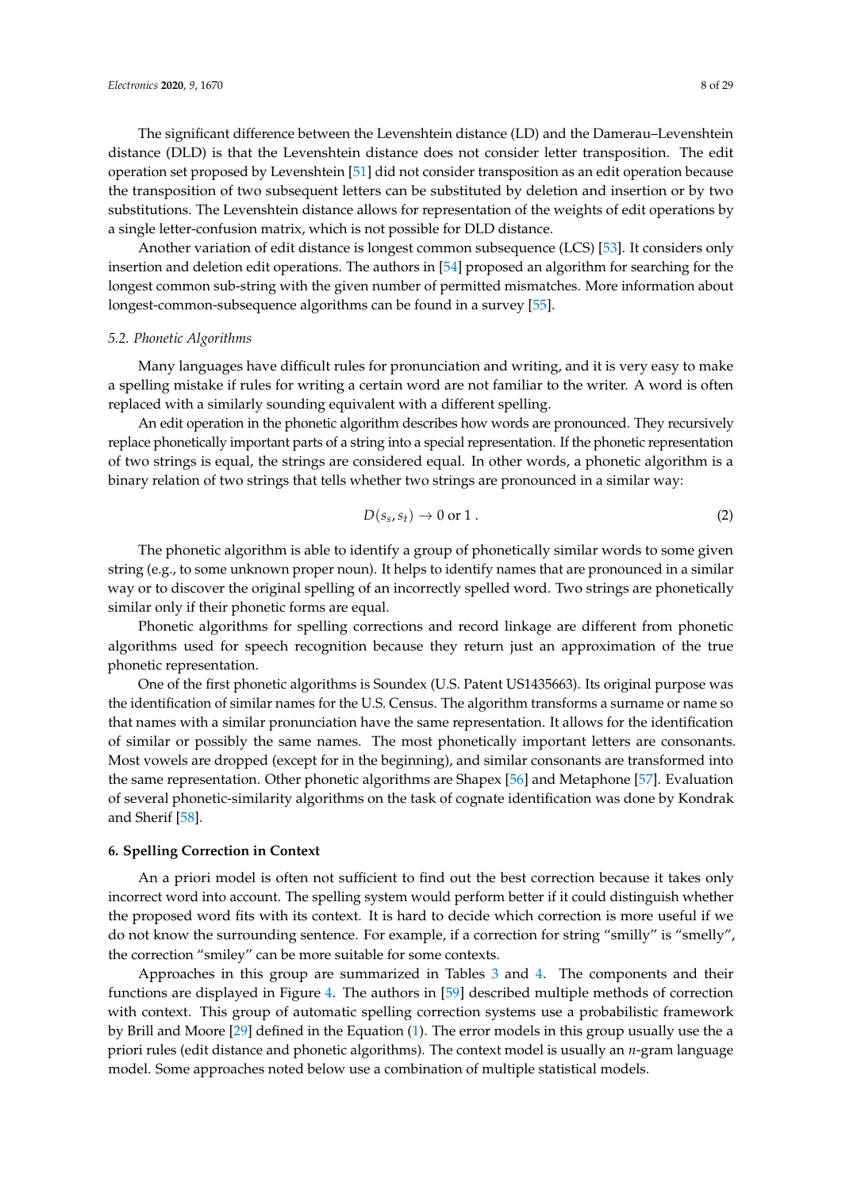The significant difference between the Levenshtein distance (LD) and the Damerau–Levenshtein distance (DLD) is that the Levenshtein distance does not consider letter transposition. The edit operation set proposed by Levenshtein [51] did not consider transposition as an edit operation because the transposition of two subsequent letters can be substituted by deletion and insertion or by two substitutions. The Levenshtein distance allows for representation of the weights of edit operations by a single letter-confusion matrix, which is not possible for DLD distance.

Another variation of edit distance is longest common subsequence (LCS) [53]. It considers only insertion and deletion edit operations. The authors in [54] proposed an algorithm for searching for the longest common sub-string with the given number of permitted mismatches. More information about longest-common-subsequence algorithms can be found in a survey [55].

### 5.2. Phonetic Algorithms

Many languages have difficult rules for pronunciation and writing, and it is very easy to make a spelling mistake if rules for writing a certain word are not familiar to the writer. A word is often replaced with a similarly sounding equivalent with a different spelling.

An edit operation in the phonetic algorithm describes how words are pronounced. They recursively replace phonetically important parts of a string into a special representation. If the phonetic representation of two strings is equal, the strings are considered equal. In other words, a phonetic algorithm is a binary relation of two strings that tells whether two strings are pronounced in a similar way:

$$D(s_s, s_t) \rightarrow 0 \text{ or } 1 \,. \tag{2}$$

The phonetic algorithm is able to identify a group of phonetically similar words to some given string (e.g., to some unknown proper noun). It helps to identify names that are pronounced in a similar way or to discover the original spelling of an incorrectly spelled word. Two strings are phonetically similar only if their phonetic forms are equal.

Phonetic algorithms for spelling corrections and record linkage are different from phonetic algorithms used for speech recognition because they return just an approximation of the true phonetic representation.

One of the first phonetic algorithms is Soundex (U.S. Patent US1435663). Its original purpose was the identification of similar names for the U.S. Census. The algorithm transforms a surname or name so that names with a similar pronunciation have the same representation. It allows for the identification of similar or possibly the same names. The most phonetically important letters are consonants. Most vowels are dropped (except for in the beginning), and similar consonants are transformed into the same representation. Other phonetic algorithms are Shapex [56] and Metaphone [57]. Evaluation of several phonetic-similarity algorithms on the task of cognate identification was done by Kondrak and Sherif [58].

## 6. Spelling Correction in Context

An a priori model is often not sufficient to find out the best correction because it takes only incorrect word into account. The spelling system would perform better if it could distinguish whether the proposed word fits with its context. It is hard to decide which correction is more useful if we do not know the surrounding sentence. For example, if a correction for string "smilly" is "smelly", the correction "smiley" can be more suitable for some contexts.

Approaches in this group are summarized in Tables 3 and 4. The components and their functions are displayed in Figure 4. The authors in [59] described multiple methods of correction with context. This group of automatic spelling correction systems use a probabilistic framework by Brill and Moore [29] defined in the Equation (1). The error models in this group usually use the a priori rules (edit distance and phonetic algorithms). The context model is usually an *n*-gram language model. Some approaches noted below use a combination of multiple statistical models.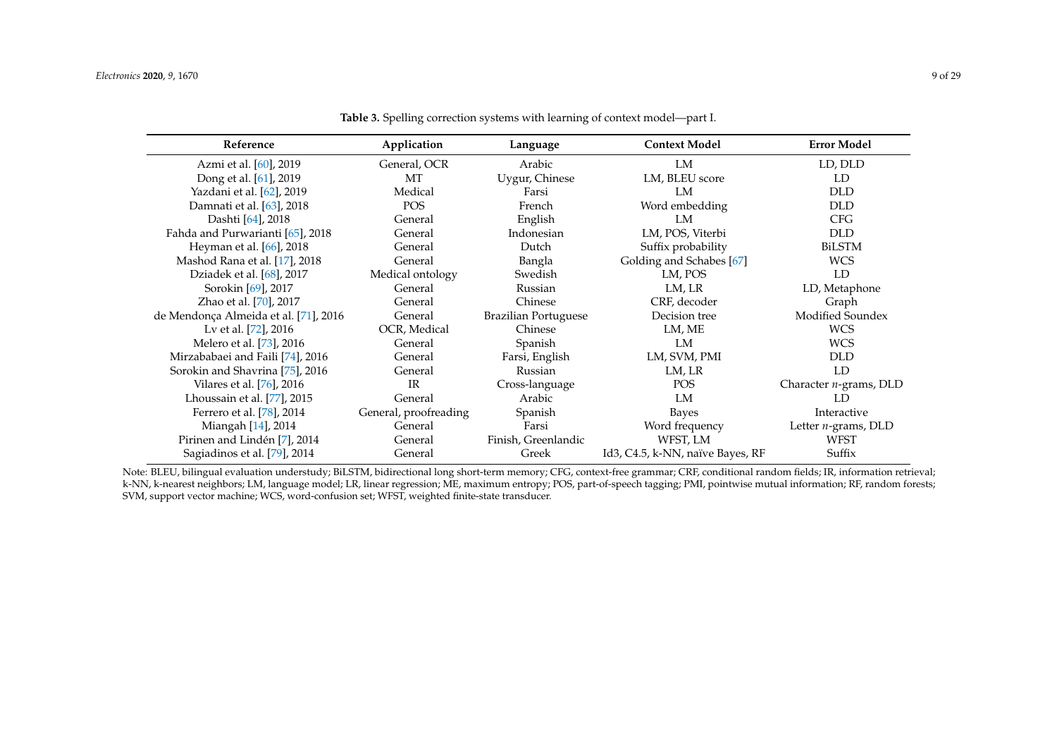**Table 3.** Spelling correction systems with learning of context model—part I.

| Reference | Application | Language | Context Model | Error Model |
|---|---|---|---|---|
| Azmi et al. [60], 2019 | General, OCR | Arabic | LM | LD, DLD |
| Dong et al. [61], 2019 | MT | Uygur, Chinese | LM, BLEU score | LD |
| Yazdani et al. [62], 2019 | Medical | Farsi | LM | DLD |
| Damnati et al. [63], 2018 | POS | French | Word embedding | DLD |
| Dashti [64], 2018 | General | English | LM | CFG |
| Fahda and Purwarianti [65], 2018 | General | Indonesian | LM, POS, Viterbi | DLD |
| Heyman et al. [66], 2018 | General | Dutch | Suffix probability | BiLSTM |
| Mashod Rana et al. [17], 2018 | General | Bangla | Golding and Schabes [67] | WCS |
| Dziadek et al. [68], 2017 | Medical ontology | Swedish | LM, POS | LD |
| Sorokin [69], 2017 | General | Russian | LM, LR | LD, Metaphone |
| Zhao et al. [70], 2017 | General | Chinese | CRF, decoder | Graph |
| de Mendonça Almeida et al. [71], 2016 | General | Brazilian Portuguese | Decision tree | Modified Soundex |
| Lv et al. [72], 2016 | OCR, Medical | Chinese | LM, ME | WCS |
| Melero et al. [73], 2016 | General | Spanish | LM | WCS |
| Mirzababaei and Faili [74], 2016 | General | Farsi, English | LM, SVM, PMI | DLD |
| Sorokin and Shavrina [75], 2016 | General | Russian | LM, LR | LD |
| Vilares et al. [76], 2016 | IR | Cross-language | POS | Character $n$-grams, DLD |
| Lhoussain et al. [77], 2015 | General | Arabic | LM | LD |
| Ferrero et al. [78], 2014 | General, proofreading | Spanish | Bayes | Interactive |
| Miangah [14], 2014 | General | Farsi | Word frequency | Letter $n$-grams, DLD |
| Pirinen and Lindén [7], 2014 | General | Finish, Greenlandic | WFST, LM | WFST |
| Sagiadinos et al. [79], 2014 | General | Greek | Id3, C4.5, k-NN, naïve Bayes, RF | Suffix |

Note: BLEU, bilingual evaluation understudy; BiLSTM, bidirectional long short-term memory; CFG, context-free grammar; CRF, conditional random fields; IR, information retrieval; k-NN, k-nearest neighbors; LM, language model; LR, linear regression; ME, maximum entropy; POS, part-of-speech tagging; PMI, pointwise mutual information; RF, random forests; SVM, support vector machine; WCS, word-confusion set; WFST, weighted finite-state transducer.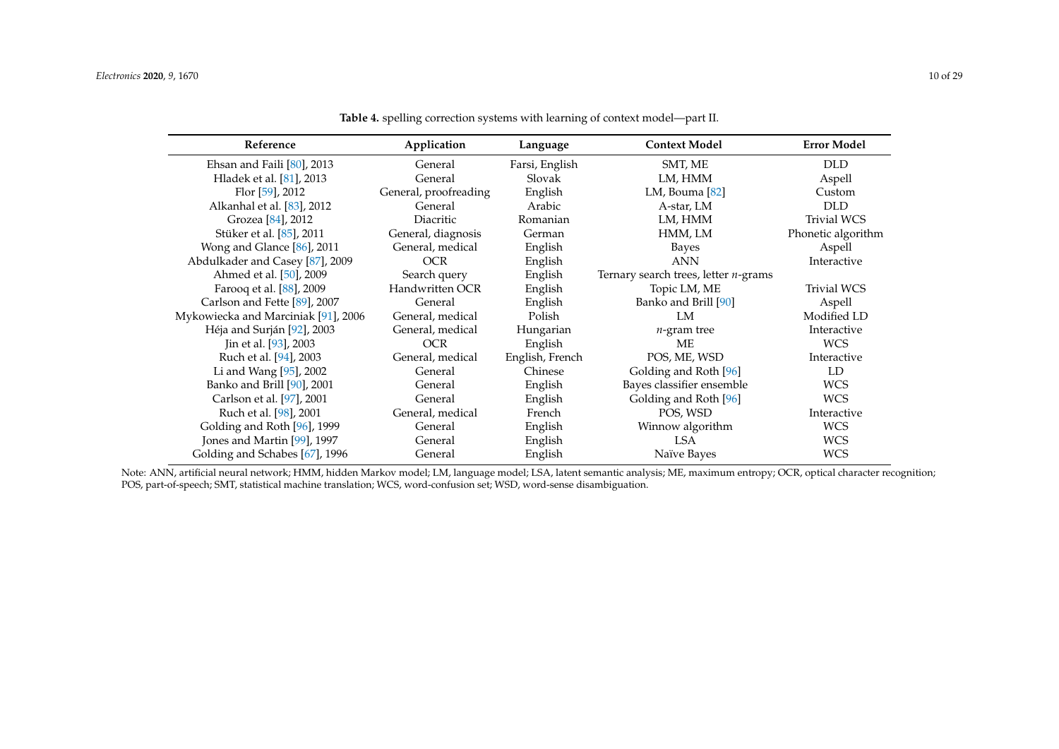**Table 4.** spelling correction systems with learning of context model—part II.

| Reference | Application | Language | Context Model | Error Model |
|---|---|---|---|---|
| Ehsan and Faili [80], 2013 | General | Farsi, English | SMT, ME | DLD |
| Hladek et al. [81], 2013 | General | Slovak | LM, HMM | Aspell |
| Flor [59], 2012 | General, proofreading | English | LM, Bouma [82] | Custom |
| Alkanhal et al. [83], 2012 | General | Arabic | A-star, LM | DLD |
| Grozea [84], 2012 | Diacritic | Romanian | LM, HMM | Trivial WCS |
| Stüker et al. [85], 2011 | General, diagnosis | German | HMM, LM | Phonetic algorithm |
| Wong and Glance [86], 2011 | General, medical | English | Bayes | Aspell |
| Abdulkader and Casey [87], 2009 | OCR | English | ANN | Interactive |
| Ahmed et al. [50], 2009 | Search query | English | Ternary search trees, letter $n$-grams | |
| Farooq et al. [88], 2009 | Handwritten OCR | English | Topic LM, ME | Trivial WCS |
| Carlson and Fette [89], 2007 | General | English | Banko and Brill [90] | Aspell |
| Mykowiecka and Marciniak [91], 2006 | General, medical | Polish | LM | Modified LD |
| Héja and Surján [92], 2003 | General, medical | Hungarian | $n$-gram tree | Interactive |
| Jin et al. [93], 2003 | OCR | English | ME | WCS |
| Ruch et al. [94], 2003 | General, medical | English, French | POS, ME, WSD | Interactive |
| Li and Wang [95], 2002 | General | Chinese | Golding and Roth [96] | LD |
| Banko and Brill [90], 2001 | General | English | Bayes classifier ensemble | WCS |
| Carlson et al. [97], 2001 | General | English | Golding and Roth [96] | WCS |
| Ruch et al. [98], 2001 | General, medical | French | POS, WSD | Interactive |
| Golding and Roth [96], 1999 | General | English | Winnow algorithm | WCS |
| Jones and Martin [99], 1997 | General | English | LSA | WCS |
| Golding and Schabes [67], 1996 | General | English | Naïve Bayes | WCS |

Note: ANN, artificial neural network; HMM, hidden Markov model; LM, language model; LSA, latent semantic analysis; ME, maximum entropy; OCR, optical character recognition; POS, part-of-speech; SMT, statistical machine translation; WCS, word-confusion set; WSD, word-sense disambiguation.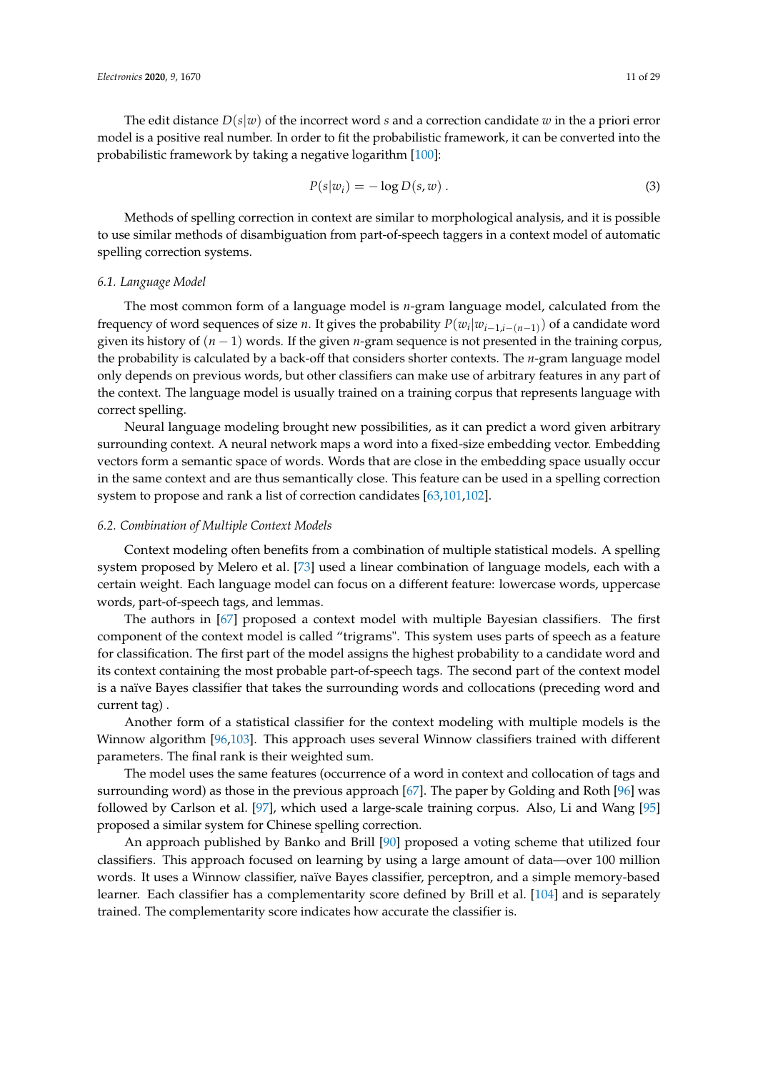The edit distance $D(s|w)$ of the incorrect word $s$ and a correction candidate $w$ in the a priori error model is a positive real number. In order to fit the probabilistic framework, it can be converted into the probabilistic framework by taking a negative logarithm [100]:

$$P(s|w_i) = -\log D(s, w) \ . \tag{3}$$

Methods of spelling correction in context are similar to morphological analysis, and it is possible to use similar methods of disambiguation from part-of-speech taggers in a context model of automatic spelling correction systems.

### 6.1. Language Model

The most common form of a language model is $n$-gram language model, calculated from the frequency of word sequences of size $n$. It gives the probability $P(w_i|w_{i-1,i-(n-1)})$ of a candidate word given its history of $(n-1)$ words. If the given $n$-gram sequence is not presented in the training corpus, the probability is calculated by a back-off that considers shorter contexts. The $n$-gram language model only depends on previous words, but other classifiers can make use of arbitrary features in any part of the context. The language model is usually trained on a training corpus that represents language with correct spelling.

Neural language modeling brought new possibilities, as it can predict a word given arbitrary surrounding context. A neural network maps a word into a fixed-size embedding vector. Embedding vectors form a semantic space of words. Words that are close in the embedding space usually occur in the same context and are thus semantically close. This feature can be used in a spelling correction system to propose and rank a list of correction candidates [63,101,102].

### 6.2. Combination of Multiple Context Models

Context modeling often benefits from a combination of multiple statistical models. A spelling system proposed by Melero et al. [73] used a linear combination of language models, each with a certain weight. Each language model can focus on a different feature: lowercase words, uppercase words, part-of-speech tags, and lemmas.

The authors in [67] proposed a context model with multiple Bayesian classifiers. The first component of the context model is called "trigrams". This system uses parts of speech as a feature for classification. The first part of the model assigns the highest probability to a candidate word and its context containing the most probable part-of-speech tags. The second part of the context model is a naïve Bayes classifier that takes the surrounding words and collocations (preceding word and current tag) .

Another form of a statistical classifier for the context modeling with multiple models is the Winnow algorithm [96,103]. This approach uses several Winnow classifiers trained with different parameters. The final rank is their weighted sum.

The model uses the same features (occurrence of a word in context and collocation of tags and surrounding word) as those in the previous approach [67]. The paper by Golding and Roth [96] was followed by Carlson et al. [97], which used a large-scale training corpus. Also, Li and Wang [95] proposed a similar system for Chinese spelling correction.

An approach published by Banko and Brill [90] proposed a voting scheme that utilized four classifiers. This approach focused on learning by using a large amount of data—over 100 million words. It uses a Winnow classifier, naïve Bayes classifier, perceptron, and a simple memory-based learner. Each classifier has a complementarity score defined by Brill et al. [104] and is separately trained. The complementarity score indicates how accurate the classifier is.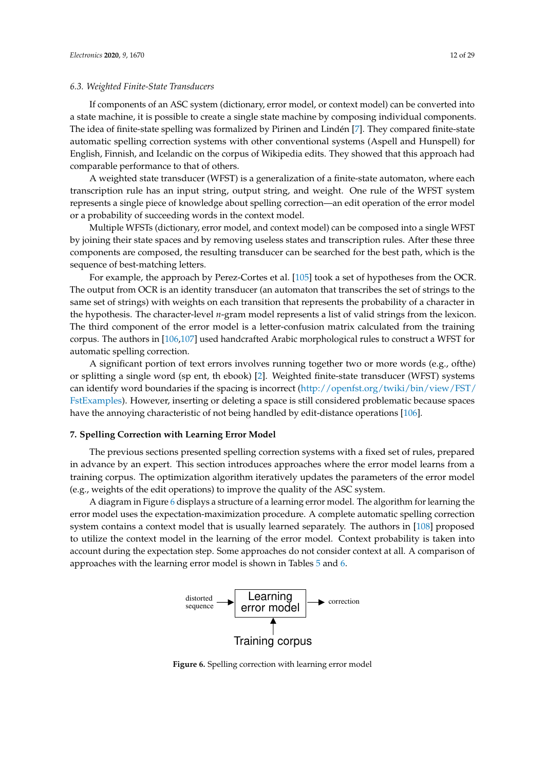### 6.3. Weighted Finite-State Transducers

If components of an ASC system (dictionary, error model, or context model) can be converted into a state machine, it is possible to create a single state machine by composing individual components. The idea of finite-state spelling was formalized by Pirinen and Lindén [7]. They compared finite-state automatic spelling correction systems with other conventional systems (Aspell and Hunspell) for English, Finnish, and Icelandic on the corpus of Wikipedia edits. They showed that this approach had comparable performance to that of others.

A weighted state transducer (WFST) is a generalization of a finite-state automaton, where each transcription rule has an input string, output string, and weight. One rule of the WFST system represents a single piece of knowledge about spelling correction—an edit operation of the error model or a probability of succeeding words in the context model.

Multiple WFSTs (dictionary, error model, and context model) can be composed into a single WFST by joining their state spaces and by removing useless states and transcription rules. After these three components are composed, the resulting transducer can be searched for the best path, which is the sequence of best-matching letters.

For example, the approach by Perez-Cortes et al. [105] took a set of hypotheses from the OCR. The output from OCR is an identity transducer (an automaton that transcribes the set of strings to the same set of strings) with weights on each transition that represents the probability of a character in the hypothesis. The character-level $n$-gram model represents a list of valid strings from the lexicon. The third component of the error model is a letter-confusion matrix calculated from the training corpus. The authors in [106,107] used handcrafted Arabic morphological rules to construct a WFST for automatic spelling correction.

A significant portion of text errors involves running together two or more words (e.g., ofthe) or splitting a single word (sp ent, th ebook) [2]. Weighted finite-state transducer (WFST) systems can identify word boundaries if the spacing is incorrect (http://openfst.org/twiki/bin/view/FST/FstExamples). However, inserting or deleting a space is still considered problematic because spaces have the annoying characteristic of not being handled by edit-distance operations [106].

## 7. Spelling Correction with Learning Error Model

The previous sections presented spelling correction systems with a fixed set of rules, prepared in advance by an expert. This section introduces approaches where the error model learns from a training corpus. The optimization algorithm iteratively updates the parameters of the error model (e.g., weights of the edit operations) to improve the quality of the ASC system.

A diagram in Figure 6 displays a structure of a learning error model. The algorithm for learning the error model uses the expectation-maximization procedure. A complete automatic spelling correction system contains a context model that is usually learned separately. The authors in [108] proposed to utilize the context model in the learning of the error model. Context probability is taken into account during the expectation step. Some approaches do not consider context at all. A comparison of approaches with the learning error model is shown in Tables 5 and 6.

distorted sequence
Learning error model
correction
Training corpus

**Figure 6.** Spelling correction with learning error model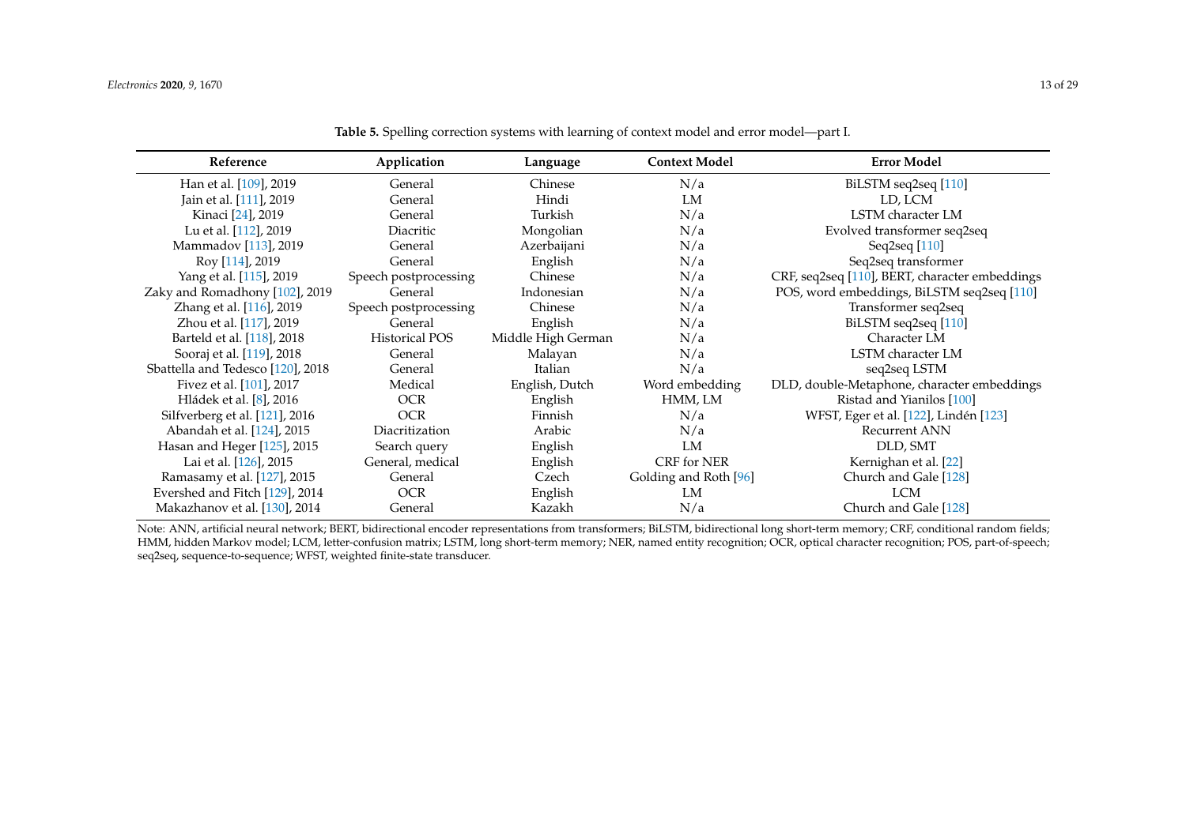**Table 5.** Spelling correction systems with learning of context model and error model—part I.

| Reference | Application | Language | Context Model | Error Model |
|---|---|---|---|---|
| Han et al. [109], 2019 | General | Chinese | N/a | BiLSTM seq2seq [110] |
| Jain et al. [111], 2019 | General | Hindi | LM | LD, LCM |
| Kinaci [24], 2019 | General | Turkish | N/a | LSTM character LM |
| Lu et al. [112], 2019 | Diacritic | Mongolian | N/a | Evolved transformer seq2seq |
| Mammadov [113], 2019 | General | Azerbaijani | N/a | Seq2seq [110] |
| Roy [114], 2019 | General | English | N/a | Seq2seq transformer |
| Yang et al. [115], 2019 | Speech postprocessing | Chinese | N/a | CRF, seq2seq [110], BERT, character embeddings |
| Zaky and Romadhony [102], 2019 | General | Indonesian | N/a | POS, word embeddings, BiLSTM seq2seq [110] |
| Zhang et al. [116], 2019 | Speech postprocessing | Chinese | N/a | Transformer seq2seq |
| Zhou et al. [117], 2019 | General | English | N/a | BiLSTM seq2seq [110] |
| Barteld et al. [118], 2018 | Historical POS | Middle High German | N/a | Character LM |
| Sooraj et al. [119], 2018 | General | Malayan | N/a | LSTM character LM |
| Sbattella and Tedesco [120], 2018 | General | Italian | N/a | seq2seq LSTM |
| Fivez et al. [101], 2017 | Medical | English, Dutch | Word embedding | DLD, double-Metaphone, character embeddings |
| Hládek et al. [8], 2016 | OCR | English | HMM, LM | Ristad and Yianilos [100] |
| Silfverberg et al. [121], 2016 | OCR | Finnish | N/a | WFST, Eger et al. [122], Lindén [123] |
| Abandah et al. [124], 2015 | Diacritization | Arabic | N/a | Recurrent ANN |
| Hasan and Heger [125], 2015 | Search query | English | LM | DLD, SMT |
| Lai et al. [126], 2015 | General, medical | English | CRF for NER | Kernighan et al. [22] |
| Ramasamy et al. [127], 2015 | General | Czech | Golding and Roth [96] | Church and Gale [128] |
| Evershed and Fitch [129], 2014 | OCR | English | LM | LCM |
| Makazhanov et al. [130], 2014 | General | Kazakh | N/a | Church and Gale [128] |

Note: ANN, artificial neural network; BERT, bidirectional encoder representations from transformers; BiLSTM, bidirectional long short-term memory; CRF, conditional random fields; HMM, hidden Markov model; LCM, letter-confusion matrix; LSTM, long short-term memory; NER, named entity recognition; OCR, optical character recognition; POS, part-of-speech; seq2seq, sequence-to-sequence; WFST, weighted finite-state transducer.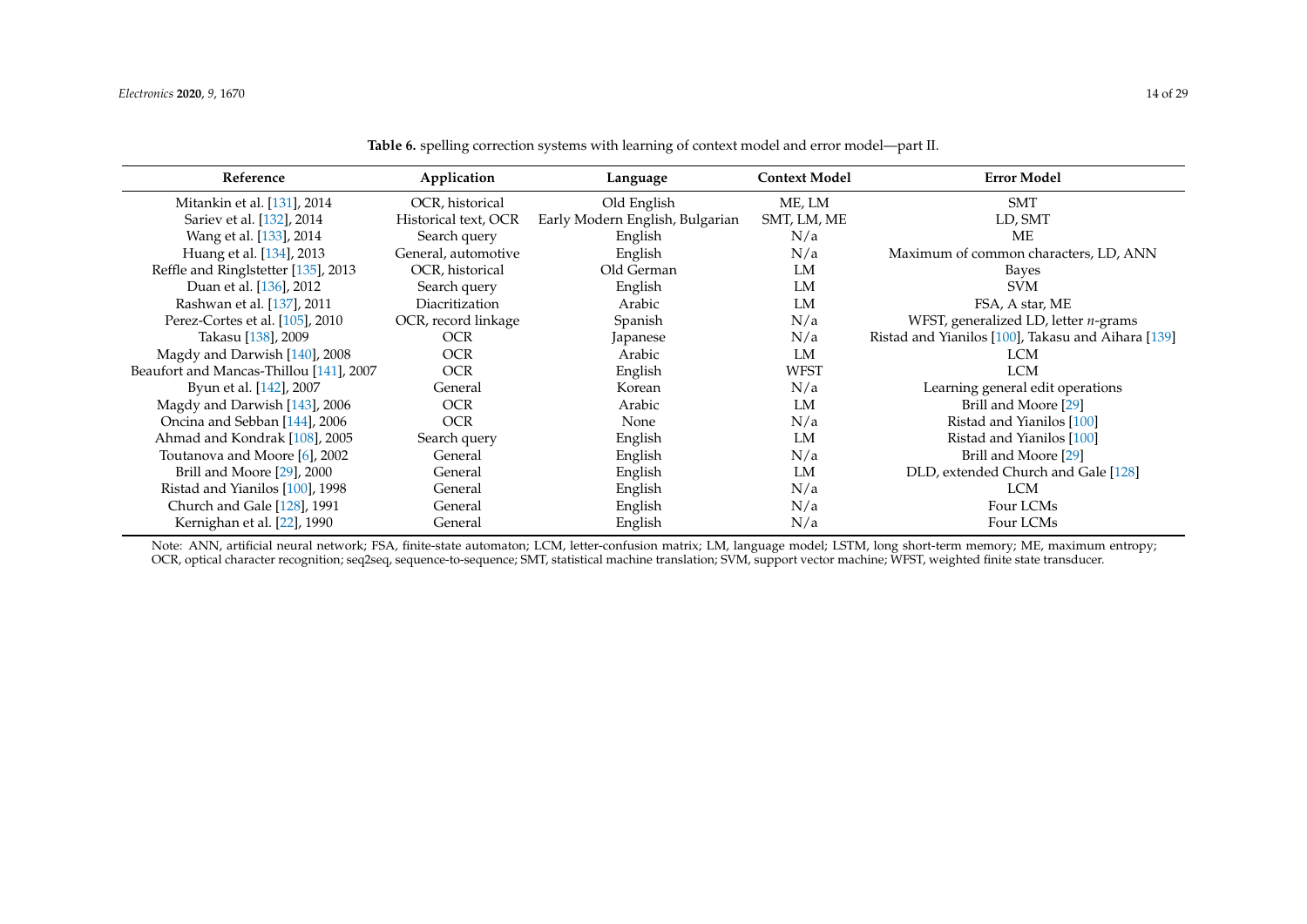**Table 6.** spelling correction systems with learning of context model and error model—part II.

| Reference | Application | Language | Context Model | Error Model |
|---|---|---|---|---|
| Mitankin et al. [131], 2014 | OCR, historical | Old English | ME, LM | SMT |
| Sariev et al. [132], 2014 | Historical text, OCR | Early Modern English, Bulgarian | SMT, LM, ME | LD, SMT |
| Wang et al. [133], 2014 | Search query | English | N/a | ME |
| Huang et al. [134], 2013 | General, automotive | English | N/a | Maximum of common characters, LD, ANN |
| Reffle and Ringlstetter [135], 2013 | OCR, historical | Old German | LM | Bayes |
| Duan et al. [136], 2012 | Search query | English | LM | SVM |
| Rashwan et al. [137], 2011 | Diacritization | Arabic | LM | FSA, A star, ME |
| Perez-Cortes et al. [105], 2010 | OCR, record linkage | Spanish | N/a | WFST, generalized LD, letter $n$-grams |
| Takasu [138], 2009 | OCR | Japanese | N/a | Ristad and Yianilos [100], Takasu and Aihara [139] |
| Magdy and Darwish [140], 2008 | OCR | Arabic | LM | LCM |
| Beaufort and Mancas-Thillou [141], 2007 | OCR | English | WFST | LCM |
| Byun et al. [142], 2007 | General | Korean | N/a | Learning general edit operations |
| Magdy and Darwish [143], 2006 | OCR | Arabic | LM | Brill and Moore [29] |
| Oncina and Sebban [144], 2006 | OCR | None | N/a | Ristad and Yianilos [100] |
| Ahmad and Kondrak [108], 2005 | Search query | English | LM | Ristad and Yianilos [100] |
| Toutanova and Moore [6], 2002 | General | English | N/a | Brill and Moore [29] |
| Brill and Moore [29], 2000 | General | English | LM | DLD, extended Church and Gale [128] |
| Ristad and Yianilos [100], 1998 | General | English | N/a | LCM |
| Church and Gale [128], 1991 | General | English | N/a | Four LCMs |
| Kernighan et al. [22], 1990 | General | English | N/a | Four LCMs |

Note: ANN, artificial neural network; FSA, finite-state automaton; LCM, letter-confusion matrix; LM, language model; LSTM, long short-term memory; ME, maximum entropy; OCR, optical character recognition; seq2seq, sequence-to-sequence; SMT, statistical machine translation; SVM, support vector machine; WFST, weighted finite state transducer.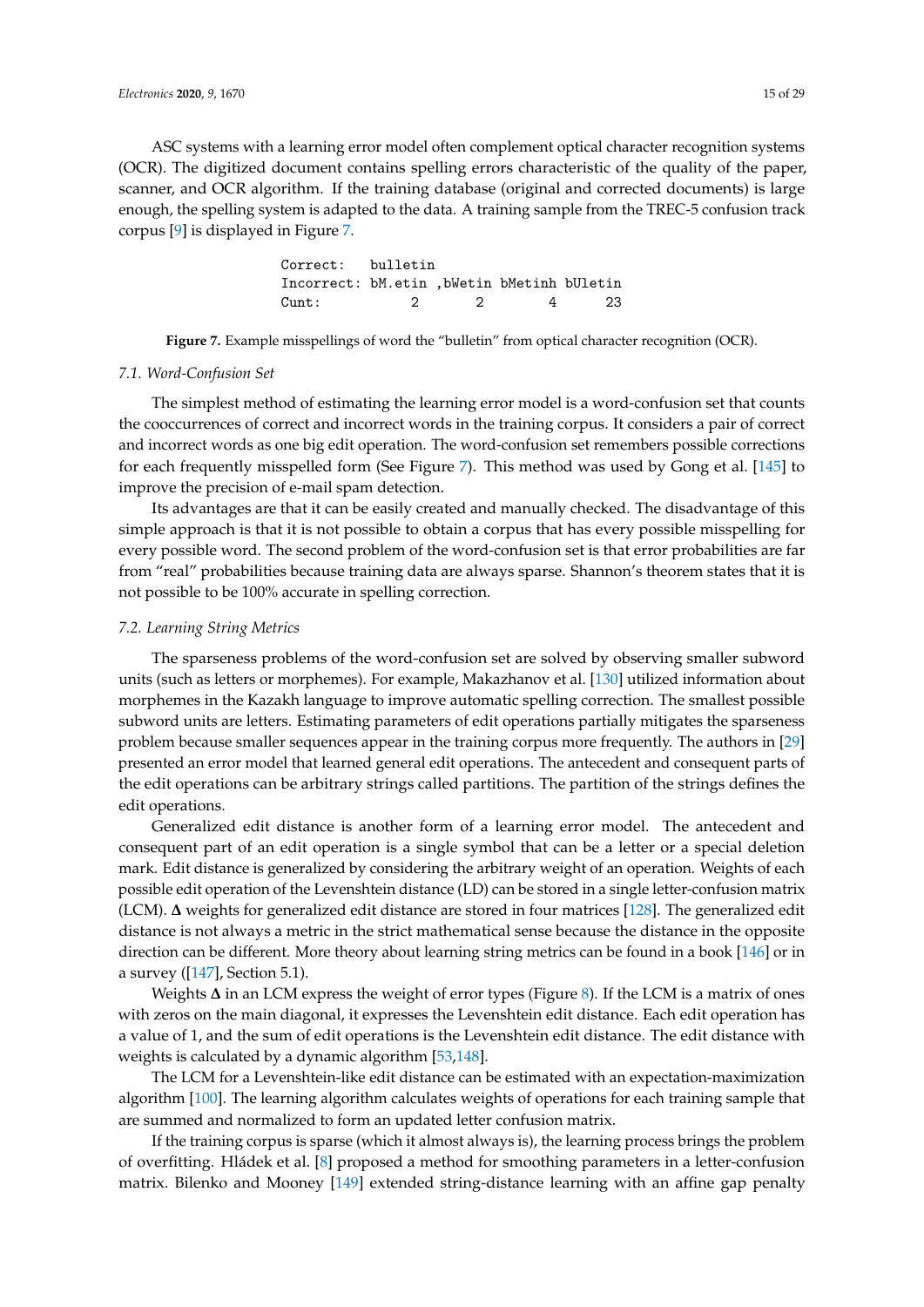ASC systems with a learning error model often complement optical character recognition systems (OCR). The digitized document contains spelling errors characteristic of the quality of the paper, scanner, and OCR algorithm. If the training database (original and corrected documents) is large enough, the spelling system is adapted to the data. A training sample from the TREC-5 confusion track corpus [9] is displayed in Figure 7.

```
Correct:   bulletin
Incorrect: bM.etin ,bWetin bMetinh bUletin
Cunt:           2       2       4      23
```

**Figure 7.** Example misspellings of word the "bulletin" from optical character recognition (OCR).

### 7.1. Word-Confusion Set

The simplest method of estimating the learning error model is a word-confusion set that counts the cooccurrences of correct and incorrect words in the training corpus. It considers a pair of correct and incorrect words as one big edit operation. The word-confusion set remembers possible corrections for each frequently misspelled form (See Figure 7). This method was used by Gong et al. [145] to improve the precision of e-mail spam detection.

Its advantages are that it can be easily created and manually checked. The disadvantage of this simple approach is that it is not possible to obtain a corpus that has every possible misspelling for every possible word. The second problem of the word-confusion set is that error probabilities are far from "real" probabilities because training data are always sparse. Shannon's theorem states that it is not possible to be 100% accurate in spelling correction.

### 7.2. Learning String Metrics

The sparseness problems of the word-confusion set are solved by observing smaller subword units (such as letters or morphemes). For example, Makazhanov et al. [130] utilized information about morphemes in the Kazakh language to improve automatic spelling correction. The smallest possible subword units are letters. Estimating parameters of edit operations partially mitigates the sparseness problem because smaller sequences appear in the training corpus more frequently. The authors in [29] presented an error model that learned general edit operations. The antecedent and consequent parts of the edit operations can be arbitrary strings called partitions. The partition of the strings defines the edit operations.

Generalized edit distance is another form of a learning error model. The antecedent and consequent part of an edit operation is a single symbol that can be a letter or a special deletion mark. Edit distance is generalized by considering the arbitrary weight of an operation. Weights of each possible edit operation of the Levenshtein distance (LD) can be stored in a single letter-confusion matrix (LCM). $\mathbf{\Delta}$ weights for generalized edit distance are stored in four matrices [128]. The generalized edit distance is not always a metric in the strict mathematical sense because the distance in the opposite direction can be different. More theory about learning string metrics can be found in a book [146] or in a survey ([147], Section 5.1).

Weights $\mathbf{\Delta}$ in an LCM express the weight of error types (Figure 8). If the LCM is a matrix of ones with zeros on the main diagonal, it expresses the Levenshtein edit distance. Each edit operation has a value of 1, and the sum of edit operations is the Levenshtein edit distance. The edit distance with weights is calculated by a dynamic algorithm [53,148].

The LCM for a Levenshtein-like edit distance can be estimated with an expectation-maximization algorithm [100]. The learning algorithm calculates weights of operations for each training sample that are summed and normalized to form an updated letter confusion matrix.

If the training corpus is sparse (which it almost always is), the learning process brings the problem of overfitting. Hládek et al. [8] proposed a method for smoothing parameters in a letter-confusion matrix. Bilenko and Mooney [149] extended string-distance learning with an affine gap penalty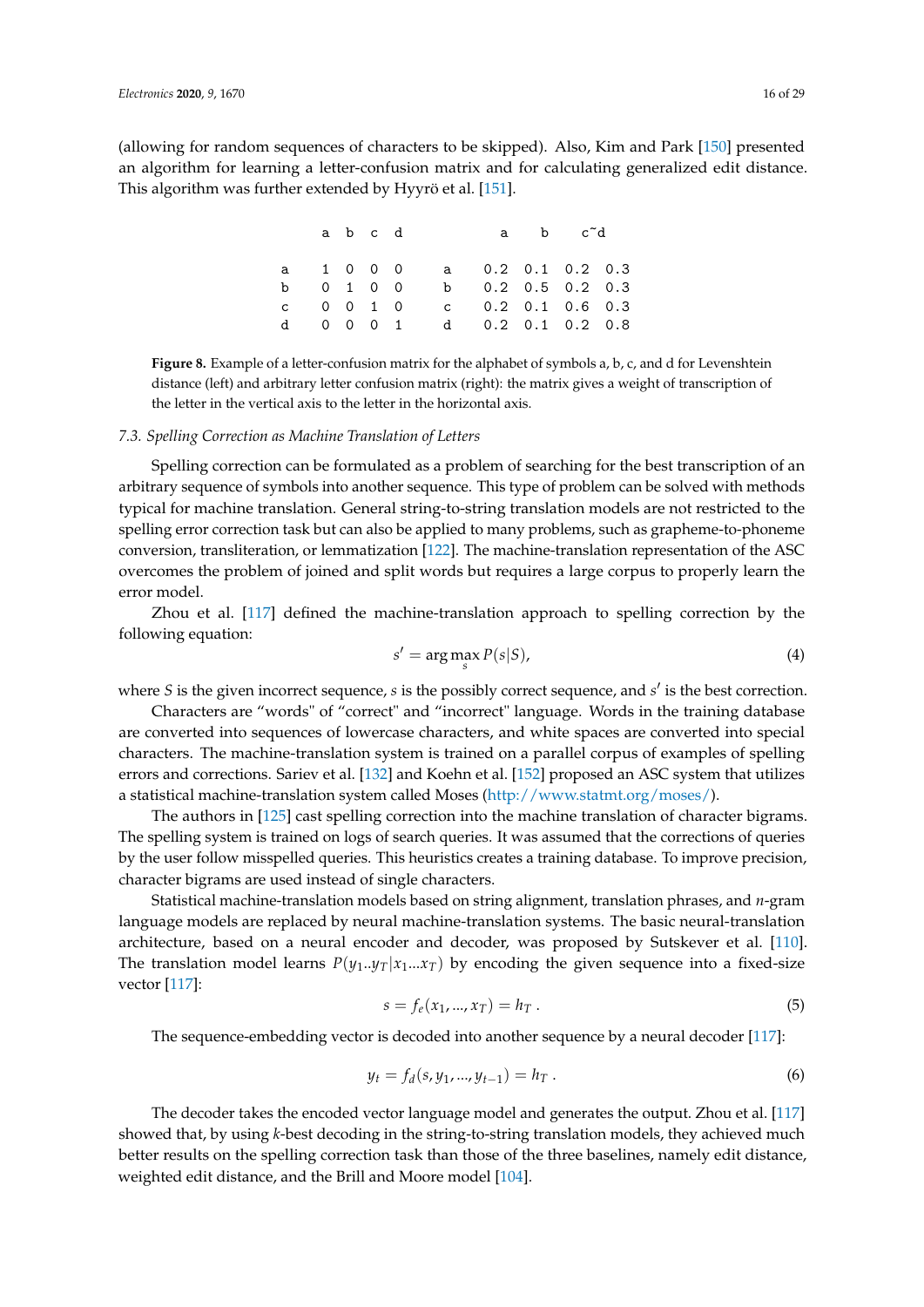(allowing for random sequences of characters to be skipped). Also, Kim and Park [150] presented an algorithm for learning a letter-confusion matrix and for calculating generalized edit distance. This algorithm was further extended by Hyyrö et al. [151].

| | a | b | c | d |
|---|---|---|---|---|
| a | 1 | 0 | 0 | 0 |
| b | 0 | 1 | 0 | 0 |
| c | 0 | 0 | 1 | 0 |
| d | 0 | 0 | 0 | 1 |

| | a | b | c | d |
|---|---|---|---|---|
| a | 0.2 | 0.1 | 0.2 | 0.3 |
| b | 0.2 | 0.5 | 0.2 | 0.3 |
| c | 0.2 | 0.1 | 0.6 | 0.3 |
| d | 0.2 | 0.1 | 0.2 | 0.8 |

**Figure 8.** Example of a letter-confusion matrix for the alphabet of symbols a, b, c, and d for Levenshtein distance (left) and arbitrary letter confusion matrix (right): the matrix gives a weight of transcription of the letter in the vertical axis to the letter in the horizontal axis.

### 7.3. Spelling Correction as Machine Translation of Letters

Spelling correction can be formulated as a problem of searching for the best transcription of an arbitrary sequence of symbols into another sequence. This type of problem can be solved with methods typical for machine translation. General string-to-string translation models are not restricted to the spelling error correction task but can also be applied to many problems, such as grapheme-to-phoneme conversion, transliteration, or lemmatization [122]. The machine-translation representation of the ASC overcomes the problem of joined and split words but requires a large corpus to properly learn the error model.

Zhou et al. [117] defined the machine-translation approach to spelling correction by the following equation:

$$s' = \arg\max_{s} P(s|S), \tag{4}$$

where $S$ is the given incorrect sequence, $s$ is the possibly correct sequence, and $s'$ is the best correction.

Characters are "words" of "correct" and "incorrect" language. Words in the training database are converted into sequences of lowercase characters, and white spaces are converted into special characters. The machine-translation system is trained on a parallel corpus of examples of spelling errors and corrections. Sariev et al. [132] and Koehn et al. [152] proposed an ASC system that utilizes a statistical machine-translation system called Moses (http://www.statmt.org/moses/).

The authors in [125] cast spelling correction into the machine translation of character bigrams. The spelling system is trained on logs of search queries. It was assumed that the corrections of queries by the user follow misspelled queries. This heuristics creates a training database. To improve precision, character bigrams are used instead of single characters.

Statistical machine-translation models based on string alignment, translation phrases, and $n$-gram language models are replaced by neural machine-translation systems. The basic neural-translation architecture, based on a neural encoder and decoder, was proposed by Sutskever et al. [110]. The translation model learns $P(y_1..y_T|x_1...x_T)$ by encoding the given sequence into a fixed-size vector [117]:

$$s = f_e(x_1, ..., x_T) = h_T\ . \tag{5}$$

The sequence-embedding vector is decoded into another sequence by a neural decoder [117]:

$$y_t = f_d(s, y_1, ..., y_{t-1}) = h_T\ . \tag{6}$$

The decoder takes the encoded vector language model and generates the output. Zhou et al. [117] showed that, by using $k$-best decoding in the string-to-string translation models, they achieved much better results on the spelling correction task than those of the three baselines, namely edit distance, weighted edit distance, and the Brill and Moore model [104].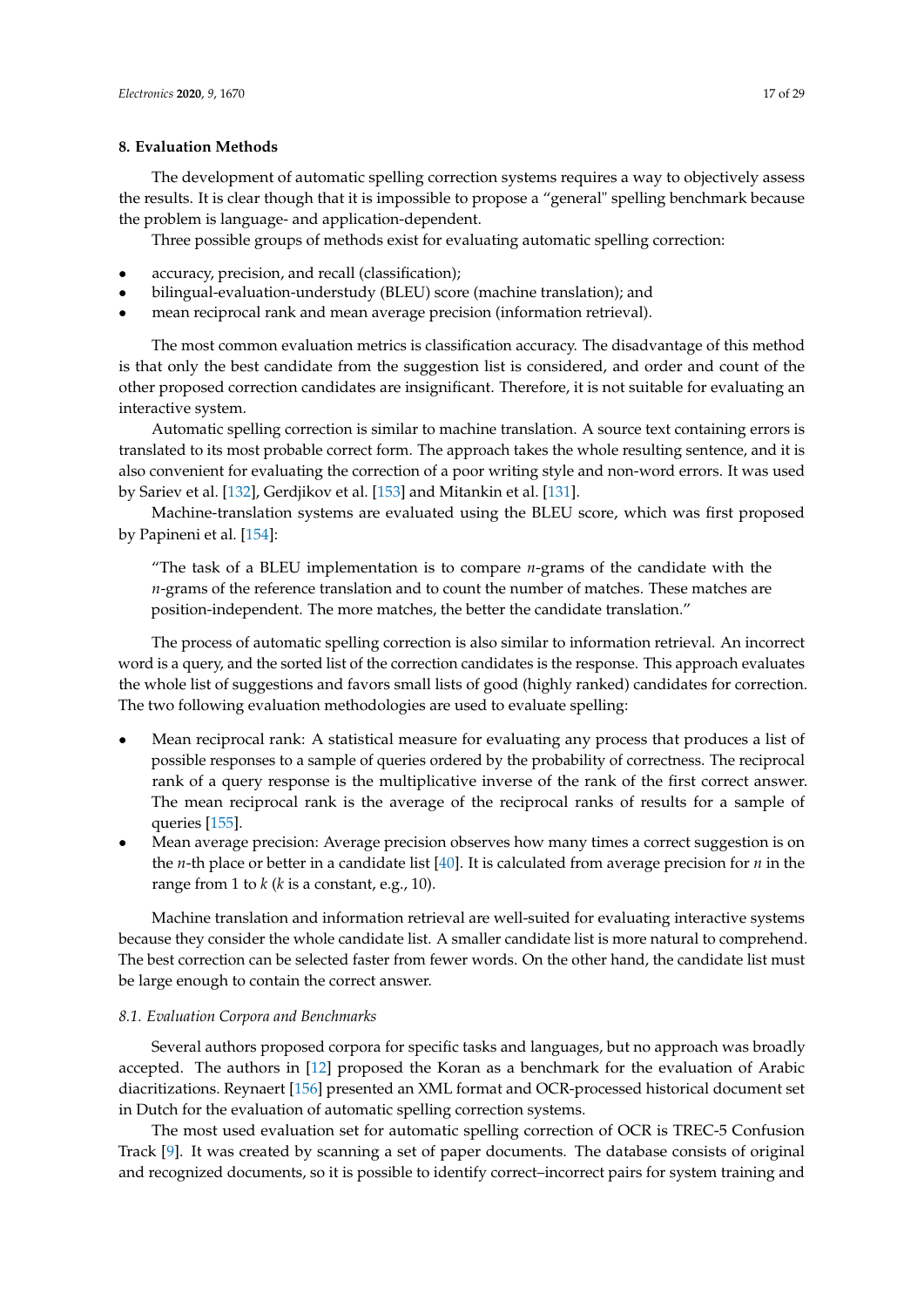## 8. Evaluation Methods

The development of automatic spelling correction systems requires a way to objectively assess the results. It is clear though that it is impossible to propose a "general" spelling benchmark because the problem is language- and application-dependent.

Three possible groups of methods exist for evaluating automatic spelling correction:

- accuracy, precision, and recall (classification);
- bilingual-evaluation-understudy (BLEU) score (machine translation); and
- mean reciprocal rank and mean average precision (information retrieval).

The most common evaluation metrics is classification accuracy. The disadvantage of this method is that only the best candidate from the suggestion list is considered, and order and count of the other proposed correction candidates are insignificant. Therefore, it is not suitable for evaluating an interactive system.

Automatic spelling correction is similar to machine translation. A source text containing errors is translated to its most probable correct form. The approach takes the whole resulting sentence, and it is also convenient for evaluating the correction of a poor writing style and non-word errors. It was used by Sariev et al. [132], Gerdjikov et al. [153] and Mitankin et al. [131].

Machine-translation systems are evaluated using the BLEU score, which was first proposed by Papineni et al. [154]:

> "The task of a BLEU implementation is to compare $n$-grams of the candidate with the $n$-grams of the reference translation and to count the number of matches. These matches are position-independent. The more matches, the better the candidate translation."

The process of automatic spelling correction is also similar to information retrieval. An incorrect word is a query, and the sorted list of the correction candidates is the response. This approach evaluates the whole list of suggestions and favors small lists of good (highly ranked) candidates for correction. The two following evaluation methodologies are used to evaluate spelling:

- Mean reciprocal rank: A statistical measure for evaluating any process that produces a list of possible responses to a sample of queries ordered by the probability of correctness. The reciprocal rank of a query response is the multiplicative inverse of the rank of the first correct answer. The mean reciprocal rank is the average of the reciprocal ranks of results for a sample of queries [155].
- Mean average precision: Average precision observes how many times a correct suggestion is on the $n$-th place or better in a candidate list [40]. It is calculated from average precision for $n$ in the range from 1 to $k$ ($k$ is a constant, e.g., 10).

Machine translation and information retrieval are well-suited for evaluating interactive systems because they consider the whole candidate list. A smaller candidate list is more natural to comprehend. The best correction can be selected faster from fewer words. On the other hand, the candidate list must be large enough to contain the correct answer.

### *8.1. Evaluation Corpora and Benchmarks*

Several authors proposed corpora for specific tasks and languages, but no approach was broadly accepted. The authors in [12] proposed the Koran as a benchmark for the evaluation of Arabic diacritizations. Reynaert [156] presented an XML format and OCR-processed historical document set in Dutch for the evaluation of automatic spelling correction systems.

The most used evaluation set for automatic spelling correction of OCR is TREC-5 Confusion Track [9]. It was created by scanning a set of paper documents. The database consists of original and recognized documents, so it is possible to identify correct–incorrect pairs for system training and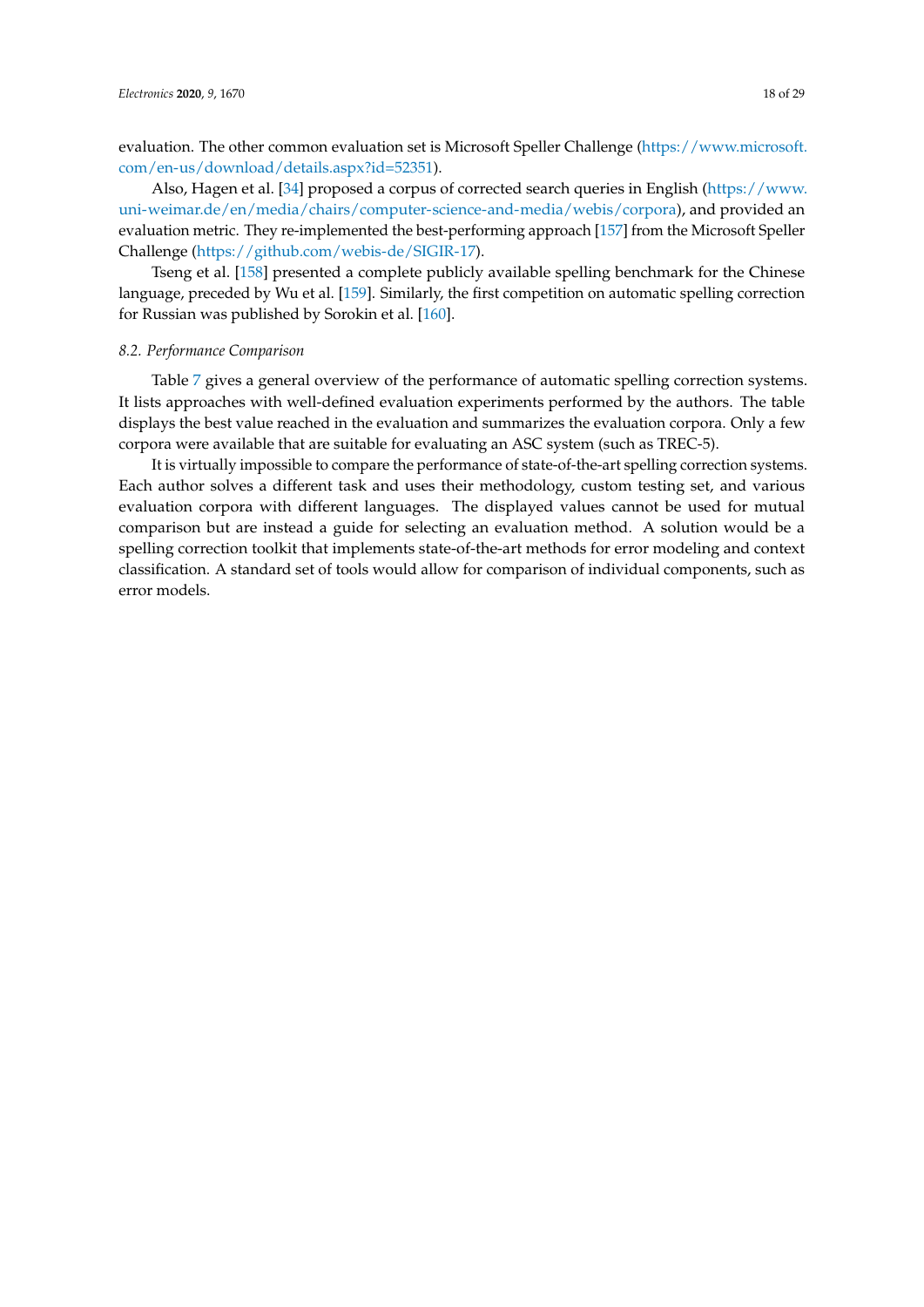evaluation. The other common evaluation set is Microsoft Speller Challenge (https://www.microsoft.com/en-us/download/details.aspx?id=52351).

Also, Hagen et al. [34] proposed a corpus of corrected search queries in English (https://www.uni-weimar.de/en/media/chairs/computer-science-and-media/webis/corpora), and provided an evaluation metric. They re-implemented the best-performing approach [157] from the Microsoft Speller Challenge (https://github.com/webis-de/SIGIR-17).

Tseng et al. [158] presented a complete publicly available spelling benchmark for the Chinese language, preceded by Wu et al. [159]. Similarly, the first competition on automatic spelling correction for Russian was published by Sorokin et al. [160].

### *8.2. Performance Comparison*

Table 7 gives a general overview of the performance of automatic spelling correction systems. It lists approaches with well-defined evaluation experiments performed by the authors. The table displays the best value reached in the evaluation and summarizes the evaluation corpora. Only a few corpora were available that are suitable for evaluating an ASC system (such as TREC-5).

It is virtually impossible to compare the performance of state-of-the-art spelling correction systems. Each author solves a different task and uses their methodology, custom testing set, and various evaluation corpora with different languages. The displayed values cannot be used for mutual comparison but are instead a guide for selecting an evaluation method. A solution would be a spelling correction toolkit that implements state-of-the-art methods for error modeling and context classification. A standard set of tools would allow for comparison of individual components, such as error models.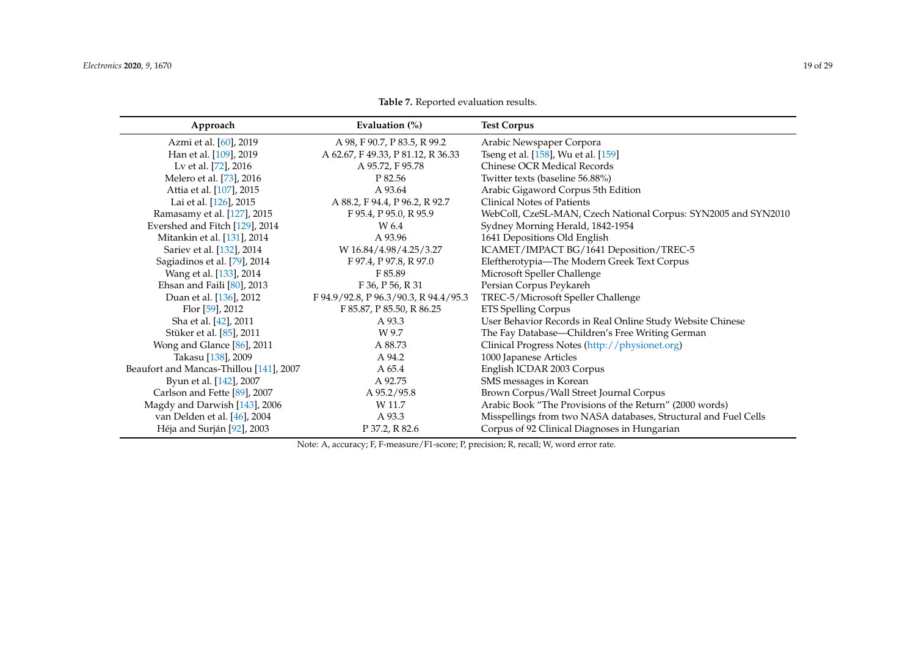**Table 7.** Reported evaluation results.

| Approach | Evaluation (%) | Test Corpus |
|---|---|---|
| Azmi et al. [60], 2019 | A 98, F 90.7, P 83.5, R 99.2 | Arabic Newspaper Corpora |
| Han et al. [109], 2019 | A 62.67, F 49.33, P 81.12, R 36.33 | Tseng et al. [158], Wu et al. [159] |
| Lv et al. [72], 2016 | A 95.72, F 95.78 | Chinese OCR Medical Records |
| Melero et al. [73], 2016 | P 82.56 | Twitter texts (baseline 56.88%) |
| Attia et al. [107], 2015 | A 93.64 | Arabic Gigaword Corpus 5th Edition |
| Lai et al. [126], 2015 | A 88.2, F 94.4, P 96.2, R 92.7 | Clinical Notes of Patients |
| Ramasamy et al. [127], 2015 | F 95.4, P 95.0, R 95.9 | WebColl, CzeSL-MAN, Czech National Corpus: SYN2005 and SYN2010 |
| Evershed and Fitch [129], 2014 | W 6.4 | Sydney Morning Herald, 1842-1954 |
| Mitankin et al. [131], 2014 | A 93.96 | 1641 Depositions Old English |
| Sariev et al. [132], 2014 | W 16.84/4.98/4.25/3.27 | ICAMET/IMPACT BG/1641 Deposition/TREC-5 |
| Sagiadinos et al. [79], 2014 | F 97.4, P 97.8, R 97.0 | Eleftherotypia—The Modern Greek Text Corpus |
| Wang et al. [133], 2014 | F 85.89 | Microsoft Speller Challenge |
| Ehsan and Faili [80], 2013 | F 36, P 56, R 31 | Persian Corpus Peykareh |
| Duan et al. [136], 2012 | F 94.9/92.8, P 96.3/90.3, R 94.4/95.3 | TREC-5/Microsoft Speller Challenge |
| Flor [59], 2012 | F 85.87, P 85.50, R 86.25 | ETS Spelling Corpus |
| Sha et al. [42], 2011 | A 93.3 | User Behavior Records in Real Online Study Website Chinese |
| Stüker et al. [85], 2011 | W 9.7 | The Fay Database—Children's Free Writing German |
| Wong and Glance [86], 2011 | A 88.73 | Clinical Progress Notes (http://physionet.org) |
| Takasu [138], 2009 | A 94.2 | 1000 Japanese Articles |
| Beaufort and Mancas-Thillou [141], 2007 | A 65.4 | English ICDAR 2003 Corpus |
| Byun et al. [142], 2007 | A 92.75 | SMS messages in Korean |
| Carlson and Fette [89], 2007 | A 95.2/95.8 | Brown Corpus/Wall Street Journal Corpus |
| Magdy and Darwish [143], 2006 | W 11.7 | Arabic Book "The Provisions of the Return" (2000 words) |
| van Delden et al. [46], 2004 | A 93.3 | Misspellings from two NASA databases, Structural and Fuel Cells |
| Héja and Surján [92], 2003 | P 37.2, R 82.6 | Corpus of 92 Clinical Diagnoses in Hungarian |

Note: A, accuracy; F, F-measure/F1-score; P, precision; R, recall; W, word error rate.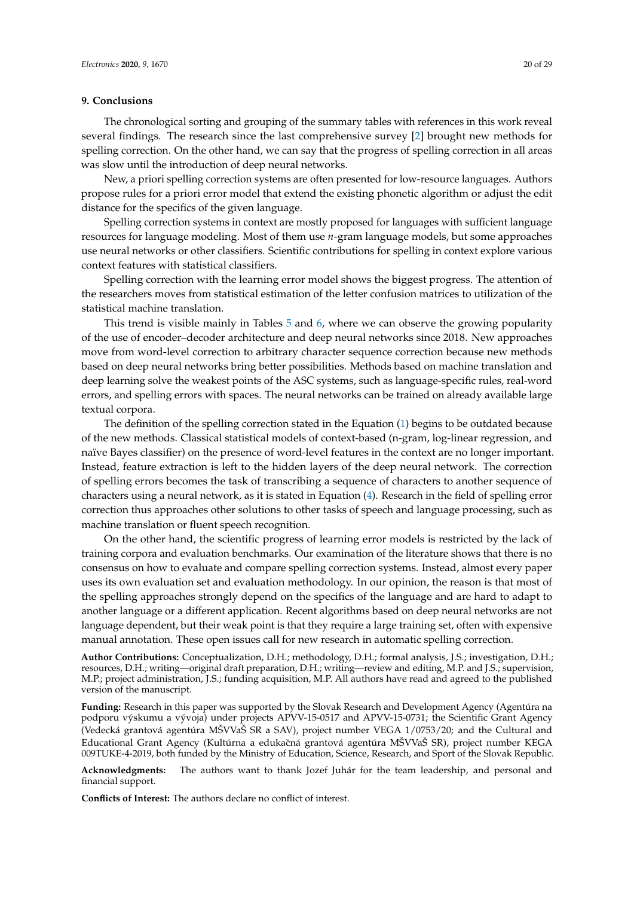## 9. Conclusions

The chronological sorting and grouping of the summary tables with references in this work reveal several findings. The research since the last comprehensive survey [2] brought new methods for spelling correction. On the other hand, we can say that the progress of spelling correction in all areas was slow until the introduction of deep neural networks.

New, a priori spelling correction systems are often presented for low-resource languages. Authors propose rules for a priori error model that extend the existing phonetic algorithm or adjust the edit distance for the specifics of the given language.

Spelling correction systems in context are mostly proposed for languages with sufficient language resources for language modeling. Most of them use *n*-gram language models, but some approaches use neural networks or other classifiers. Scientific contributions for spelling in context explore various context features with statistical classifiers.

Spelling correction with the learning error model shows the biggest progress. The attention of the researchers moves from statistical estimation of the letter confusion matrices to utilization of the statistical machine translation.

This trend is visible mainly in Tables 5 and 6, where we can observe the growing popularity of the use of encoder–decoder architecture and deep neural networks since 2018. New approaches move from word-level correction to arbitrary character sequence correction because new methods based on deep neural networks bring better possibilities. Methods based on machine translation and deep learning solve the weakest points of the ASC systems, such as language-specific rules, real-word errors, and spelling errors with spaces. The neural networks can be trained on already available large textual corpora.

The definition of the spelling correction stated in the Equation (1) begins to be outdated because of the new methods. Classical statistical models of context-based (n-gram, log-linear regression, and naïve Bayes classifier) on the presence of word-level features in the context are no longer important. Instead, feature extraction is left to the hidden layers of the deep neural network. The correction of spelling errors becomes the task of transcribing a sequence of characters to another sequence of characters using a neural network, as it is stated in Equation (4). Research in the field of spelling error correction thus approaches other solutions to other tasks of speech and language processing, such as machine translation or fluent speech recognition.

On the other hand, the scientific progress of learning error models is restricted by the lack of training corpora and evaluation benchmarks. Our examination of the literature shows that there is no consensus on how to evaluate and compare spelling correction systems. Instead, almost every paper uses its own evaluation set and evaluation methodology. In our opinion, the reason is that most of the spelling approaches strongly depend on the specifics of the language and are hard to adapt to another language or a different application. Recent algorithms based on deep neural networks are not language dependent, but their weak point is that they require a large training set, often with expensive manual annotation. These open issues call for new research in automatic spelling correction.

**Author Contributions:** Conceptualization, D.H.; methodology, D.H.; formal analysis, J.S.; investigation, D.H.; resources, D.H.; writing—original draft preparation, D.H.; writing—review and editing, M.P. and J.S.; supervision, M.P.; project administration, J.S.; funding acquisition, M.P. All authors have read and agreed to the published version of the manuscript.

**Funding:** Research in this paper was supported by the Slovak Research and Development Agency (Agentúra na podporu výskumu a vývoja) under projects APVV-15-0517 and APVV-15-0731; the Scientific Grant Agency (Vedecká grantová agentúra MŠVVaŠ SR a SAV), project number VEGA 1/0753/20; and the Cultural and Educational Grant Agency (Kultúrna a edukačná grantová agentúra MŠVVaŠ SR), project number KEGA 009TUKE-4-2019, both funded by the Ministry of Education, Science, Research, and Sport of the Slovak Republic.

**Acknowledgments:** The authors want to thank Jozef Juhár for the team leadership, and personal and financial support.

**Conflicts of Interest:** The authors declare no conflict of interest.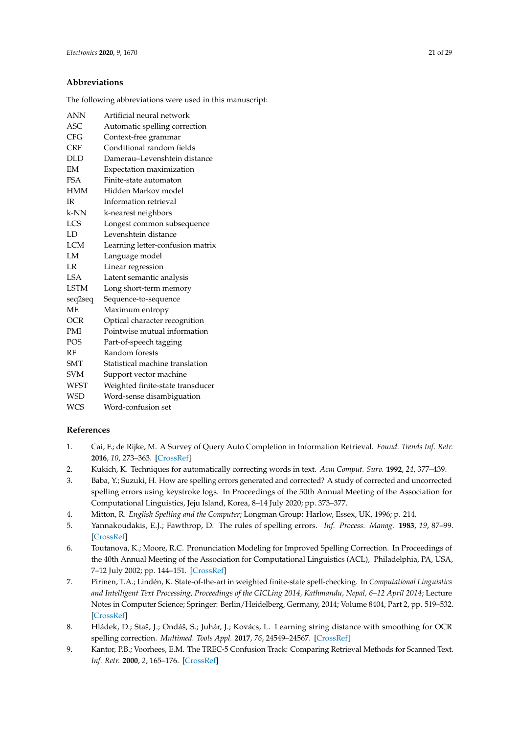## Abbreviations

The following abbreviations were used in this manuscript:

| | |
|---|---|
| ANN | Artificial neural network |
| ASC | Automatic spelling correction |
| CFG | Context-free grammar |
| CRF | Conditional random fields |
| DLD | Damerau–Levenshtein distance |
| EM | Expectation maximization |
| FSA | Finite-state automaton |
| HMM | Hidden Markov model |
| IR | Information retrieval |
| k-NN | k-nearest neighbors |
| LCS | Longest common subsequence |
| LD | Levenshtein distance |
| LCM | Learning letter-confusion matrix |
| LM | Language model |
| LR | Linear regression |
| LSA | Latent semantic analysis |
| LSTM | Long short-term memory |
| seq2seq | Sequence-to-sequence |
| ME | Maximum entropy |
| OCR | Optical character recognition |
| PMI | Pointwise mutual information |
| POS | Part-of-speech tagging |
| RF | Random forests |
| SMT | Statistical machine translation |
| SVM | Support vector machine |
| WFST | Weighted finite-state transducer |
| WSD | Word-sense disambiguation |
| WCS | Word-confusion set |

## References

1. Cai, F.; de Rijke, M. A Survey of Query Auto Completion in Information Retrieval. *Found. Trends Inf. Retr.* **2016**, *10*, 273–363. [CrossRef]
2. Kukich, K. Techniques for automatically correcting words in text. *Acm Comput. Surv.* **1992**, *24*, 377–439.
3. Baba, Y.; Suzuki, H. How are spelling errors generated and corrected? A study of corrected and uncorrected spelling errors using keystroke logs. In Proceedings of the 50th Annual Meeting of the Association for Computational Linguistics, Jeju Island, Korea, 8–14 July 2020; pp. 373–377.
4. Mitton, R. *English Spelling and the Computer*; Longman Group: Harlow, Essex, UK, 1996; p. 214.
5. Yannakoudakis, E.J.; Fawthrop, D. The rules of spelling errors. *Inf. Process. Manag.* **1983**, *19*, 87–99. [CrossRef]
6. Toutanova, K.; Moore, R.C. Pronunciation Modeling for Improved Spelling Correction. In Proceedings of the 40th Annual Meeting of the Association for Computational Linguistics (ACL), Philadelphia, PA, USA, 7–12 July 2002; pp. 144–151. [CrossRef]
7. Pirinen, T.A.; Lindén, K. State-of-the-art in weighted finite-state spell-checking. In *Computational Linguistics and Intelligent Text Processing, Proceedings of the CICLing 2014, Kathmandu, Nepal, 6–12 April 2014*; Lecture Notes in Computer Science; Springer: Berlin/Heidelberg, Germany, 2014; Volume 8404, Part 2, pp. 519–532. [CrossRef]
8. Hládek, D.; Staš, J.; Ondáš, S.; Juhár, J.; Kovács, L. Learning string distance with smoothing for OCR spelling correction. *Multimed. Tools Appl.* **2017**, *76*, 24549–24567. [CrossRef]
9. Kantor, P.B.; Voorhees, E.M. The TREC-5 Confusion Track: Comparing Retrieval Methods for Scanned Text. *Inf. Retr.* **2000**, *2*, 165–176. [CrossRef]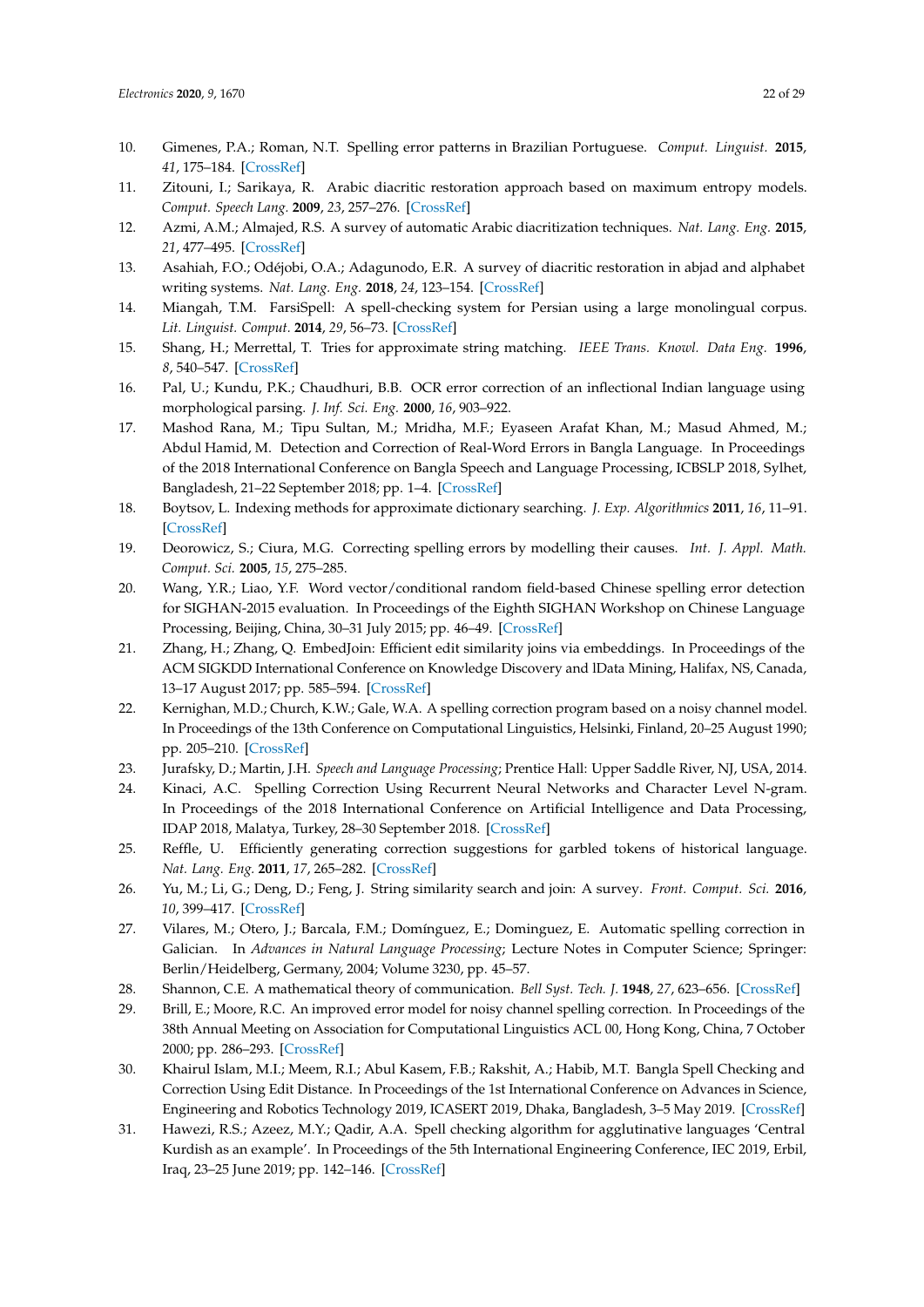10. Gimenes, P.A.; Roman, N.T. Spelling error patterns in Brazilian Portuguese. *Comput. Linguist.* **2015**, *41*, 175–184. [CrossRef]
11. Zitouni, I.; Sarikaya, R. Arabic diacritic restoration approach based on maximum entropy models. *Comput. Speech Lang.* **2009**, *23*, 257–276. [CrossRef]
12. Azmi, A.M.; Almajed, R.S. A survey of automatic Arabic diacritization techniques. *Nat. Lang. Eng.* **2015**, *21*, 477–495. [CrossRef]
13. Asahiah, F.O.; Odéjobi, O.A.; Adagunodo, E.R. A survey of diacritic restoration in abjad and alphabet writing systems. *Nat. Lang. Eng.* **2018**, *24*, 123–154. [CrossRef]
14. Miangah, T.M. FarsiSpell: A spell-checking system for Persian using a large monolingual corpus. *Lit. Linguist. Comput.* **2014**, *29*, 56–73. [CrossRef]
15. Shang, H.; Merrettal, T. Tries for approximate string matching. *IEEE Trans. Knowl. Data Eng.* **1996**, *8*, 540–547. [CrossRef]
16. Pal, U.; Kundu, P.K.; Chaudhuri, B.B. OCR error correction of an inflectional Indian language using morphological parsing. *J. Inf. Sci. Eng.* **2000**, *16*, 903–922.
17. Mashod Rana, M.; Tipu Sultan, M.; Mridha, M.F.; Eyaseen Arafat Khan, M.; Masud Ahmed, M.; Abdul Hamid, M. Detection and Correction of Real-Word Errors in Bangla Language. In Proceedings of the 2018 International Conference on Bangla Speech and Language Processing, ICBSLP 2018, Sylhet, Bangladesh, 21–22 September 2018; pp. 1–4. [CrossRef]
18. Boytsov, L. Indexing methods for approximate dictionary searching. *J. Exp. Algorithmics* **2011**, *16*, 11–91. [CrossRef]
19. Deorowicz, S.; Ciura, M.G. Correcting spelling errors by modelling their causes. *Int. J. Appl. Math. Comput. Sci.* **2005**, *15*, 275–285.
20. Wang, Y.R.; Liao, Y.F. Word vector/conditional random field-based Chinese spelling error detection for SIGHAN-2015 evaluation. In Proceedings of the Eighth SIGHAN Workshop on Chinese Language Processing, Beijing, China, 30–31 July 2015; pp. 46–49. [CrossRef]
21. Zhang, H.; Zhang, Q. EmbedJoin: Efficient edit similarity joins via embeddings. In Proceedings of the ACM SIGKDD International Conference on Knowledge Discovery and lData Mining, Halifax, NS, Canada, 13–17 August 2017; pp. 585–594. [CrossRef]
22. Kernighan, M.D.; Church, K.W.; Gale, W.A. A spelling correction program based on a noisy channel model. In Proceedings of the 13th Conference on Computational Linguistics, Helsinki, Finland, 20–25 August 1990; pp. 205–210. [CrossRef]
23. Jurafsky, D.; Martin, J.H. *Speech and Language Processing*; Prentice Hall: Upper Saddle River, NJ, USA, 2014.
24. Kinaci, A.C. Spelling Correction Using Recurrent Neural Networks and Character Level N-gram. In Proceedings of the 2018 International Conference on Artificial Intelligence and Data Processing, IDAP 2018, Malatya, Turkey, 28–30 September 2018. [CrossRef]
25. Reffle, U. Efficiently generating correction suggestions for garbled tokens of historical language. *Nat. Lang. Eng.* **2011**, *17*, 265–282. [CrossRef]
26. Yu, M.; Li, G.; Deng, D.; Feng, J. String similarity search and join: A survey. *Front. Comput. Sci.* **2016**, *10*, 399–417. [CrossRef]
27. Vilares, M.; Otero, J.; Barcala, F.M.; Domínguez, E.; Dominguez, E. Automatic spelling correction in Galician. In *Advances in Natural Language Processing*; Lecture Notes in Computer Science; Springer: Berlin/Heidelberg, Germany, 2004; Volume 3230, pp. 45–57.
28. Shannon, C.E. A mathematical theory of communication. *Bell Syst. Tech. J.* **1948**, *27*, 623–656. [CrossRef]
29. Brill, E.; Moore, R.C. An improved error model for noisy channel spelling correction. In Proceedings of the 38th Annual Meeting on Association for Computational Linguistics ACL 00, Hong Kong, China, 7 October 2000; pp. 286–293. [CrossRef]
30. Khairul Islam, M.I.; Meem, R.I.; Abul Kasem, F.B.; Rakshit, A.; Habib, M.T. Bangla Spell Checking and Correction Using Edit Distance. In Proceedings of the 1st International Conference on Advances in Science, Engineering and Robotics Technology 2019, ICASERT 2019, Dhaka, Bangladesh, 3–5 May 2019. [CrossRef]
31. Hawezi, R.S.; Azeez, M.Y.; Qadir, A.A. Spell checking algorithm for agglutinative languages 'Central Kurdish as an example'. In Proceedings of the 5th International Engineering Conference, IEC 2019, Erbil, Iraq, 23–25 June 2019; pp. 142–146. [CrossRef]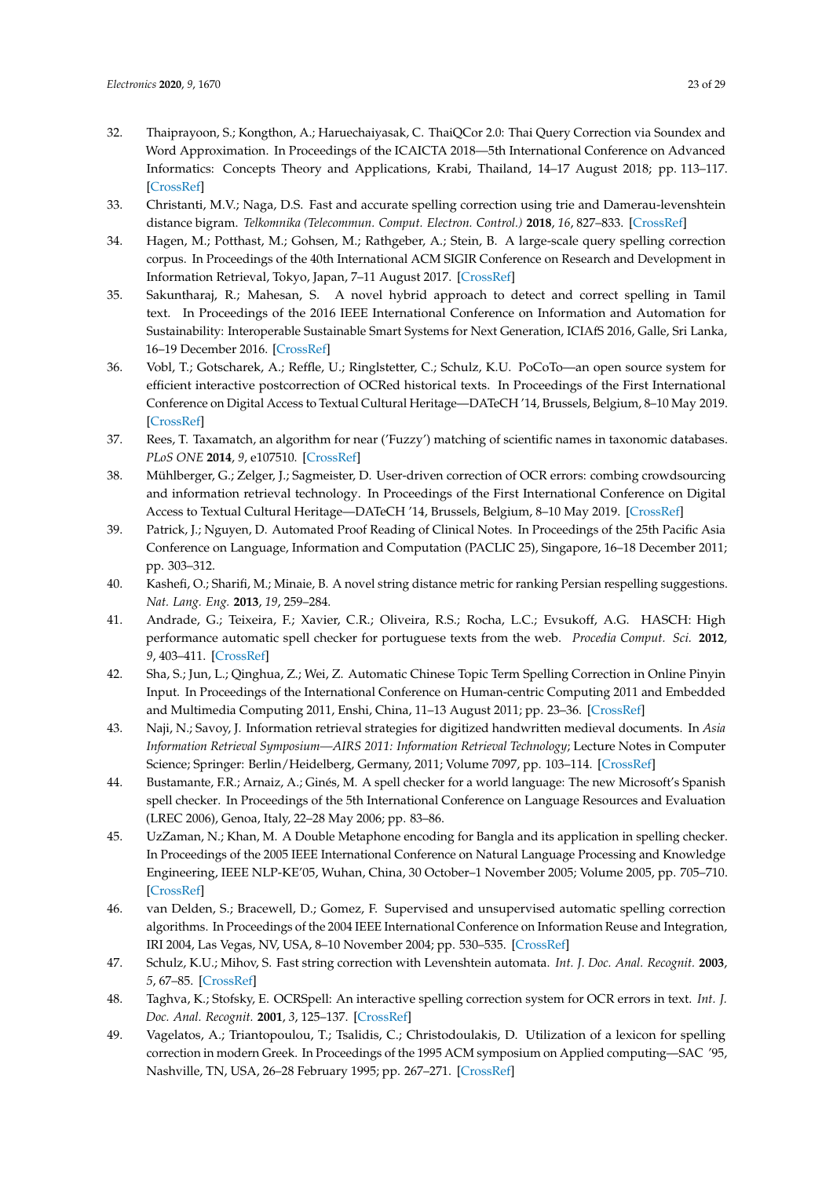32. Thaiprayoon, S.; Kongthon, A.; Haruechaiyasak, C. ThaiQCor 2.0: Thai Query Correction via Soundex and Word Approximation. In Proceedings of the ICAICTA 2018—5th International Conference on Advanced Informatics: Concepts Theory and Applications, Krabi, Thailand, 14–17 August 2018; pp. 113–117. [CrossRef]
33. Christanti, M.V.; Naga, D.S. Fast and accurate spelling correction using trie and Damerau-levenshtein distance bigram. *Telkomnika (Telecommun. Comput. Electron. Control.)* **2018**, *16*, 827–833. [CrossRef]
34. Hagen, M.; Potthast, M.; Gohsen, M.; Rathgeber, A.; Stein, B. A large-scale query spelling correction corpus. In Proceedings of the 40th International ACM SIGIR Conference on Research and Development in Information Retrieval, Tokyo, Japan, 7–11 August 2017. [CrossRef]
35. Sakuntharaj, R.; Mahesan, S. A novel hybrid approach to detect and correct spelling in Tamil text. In Proceedings of the 2016 IEEE International Conference on Information and Automation for Sustainability: Interoperable Sustainable Smart Systems for Next Generation, ICIAfS 2016, Galle, Sri Lanka, 16–19 December 2016. [CrossRef]
36. Vobl, T.; Gotscharek, A.; Reffle, U.; Ringlstetter, C.; Schulz, K.U. PoCoTo—an open source system for efficient interactive postcorrection of OCRed historical texts. In Proceedings of the First International Conference on Digital Access to Textual Cultural Heritage—DATeCH '14, Brussels, Belgium, 8–10 May 2019. [CrossRef]
37. Rees, T. Taxamatch, an algorithm for near ('Fuzzy') matching of scientific names in taxonomic databases. *PLoS ONE* **2014**, *9*, e107510. [CrossRef]
38. Mühlberger, G.; Zelger, J.; Sagmeister, D. User-driven correction of OCR errors: combing crowdsourcing and information retrieval technology. In Proceedings of the First International Conference on Digital Access to Textual Cultural Heritage—DATeCH '14, Brussels, Belgium, 8–10 May 2019. [CrossRef]
39. Patrick, J.; Nguyen, D. Automated Proof Reading of Clinical Notes. In Proceedings of the 25th Pacific Asia Conference on Language, Information and Computation (PACLIC 25), Singapore, 16–18 December 2011; pp. 303–312.
40. Kashefi, O.; Sharifi, M.; Minaie, B. A novel string distance metric for ranking Persian respelling suggestions. *Nat. Lang. Eng.* **2013**, *19*, 259–284.
41. Andrade, G.; Teixeira, F.; Xavier, C.R.; Oliveira, R.S.; Rocha, L.C.; Evsukoff, A.G. HASCH: High performance automatic spell checker for portuguese texts from the web. *Procedia Comput. Sci.* **2012**, *9*, 403–411. [CrossRef]
42. Sha, S.; Jun, L.; Qinghua, Z.; Wei, Z. Automatic Chinese Topic Term Spelling Correction in Online Pinyin Input. In Proceedings of the International Conference on Human-centric Computing 2011 and Embedded and Multimedia Computing 2011, Enshi, China, 11–13 August 2011; pp. 23–36. [CrossRef]
43. Naji, N.; Savoy, J. Information retrieval strategies for digitized handwritten medieval documents. In *Asia Information Retrieval Symposium—AIRS 2011: Information Retrieval Technology*; Lecture Notes in Computer Science; Springer: Berlin/Heidelberg, Germany, 2011; Volume 7097, pp. 103–114. [CrossRef]
44. Bustamante, F.R.; Arnaiz, A.; Ginés, M. A spell checker for a world language: The new Microsoft's Spanish spell checker. In Proceedings of the 5th International Conference on Language Resources and Evaluation (LREC 2006), Genoa, Italy, 22–28 May 2006; pp. 83–86.
45. UzZaman, N.; Khan, M. A Double Metaphone encoding for Bangla and its application in spelling checker. In Proceedings of the 2005 IEEE International Conference on Natural Language Processing and Knowledge Engineering, IEEE NLP-KE'05, Wuhan, China, 30 October–1 November 2005; Volume 2005, pp. 705–710. [CrossRef]
46. van Delden, S.; Bracewell, D.; Gomez, F. Supervised and unsupervised automatic spelling correction algorithms. In Proceedings of the 2004 IEEE International Conference on Information Reuse and Integration, IRI 2004, Las Vegas, NV, USA, 8–10 November 2004; pp. 530–535. [CrossRef]
47. Schulz, K.U.; Mihov, S. Fast string correction with Levenshtein automata. *Int. J. Doc. Anal. Recognit.* **2003**, *5*, 67–85. [CrossRef]
48. Taghva, K.; Stofsky, E. OCRSpell: An interactive spelling correction system for OCR errors in text. *Int. J. Doc. Anal. Recognit.* **2001**, *3*, 125–137. [CrossRef]
49. Vagelatos, A.; Triantopoulou, T.; Tsalidis, C.; Christodoulakis, D. Utilization of a lexicon for spelling correction in modern Greek. In Proceedings of the 1995 ACM symposium on Applied computing—SAC '95, Nashville, TN, USA, 26–28 February 1995; pp. 267–271. [CrossRef]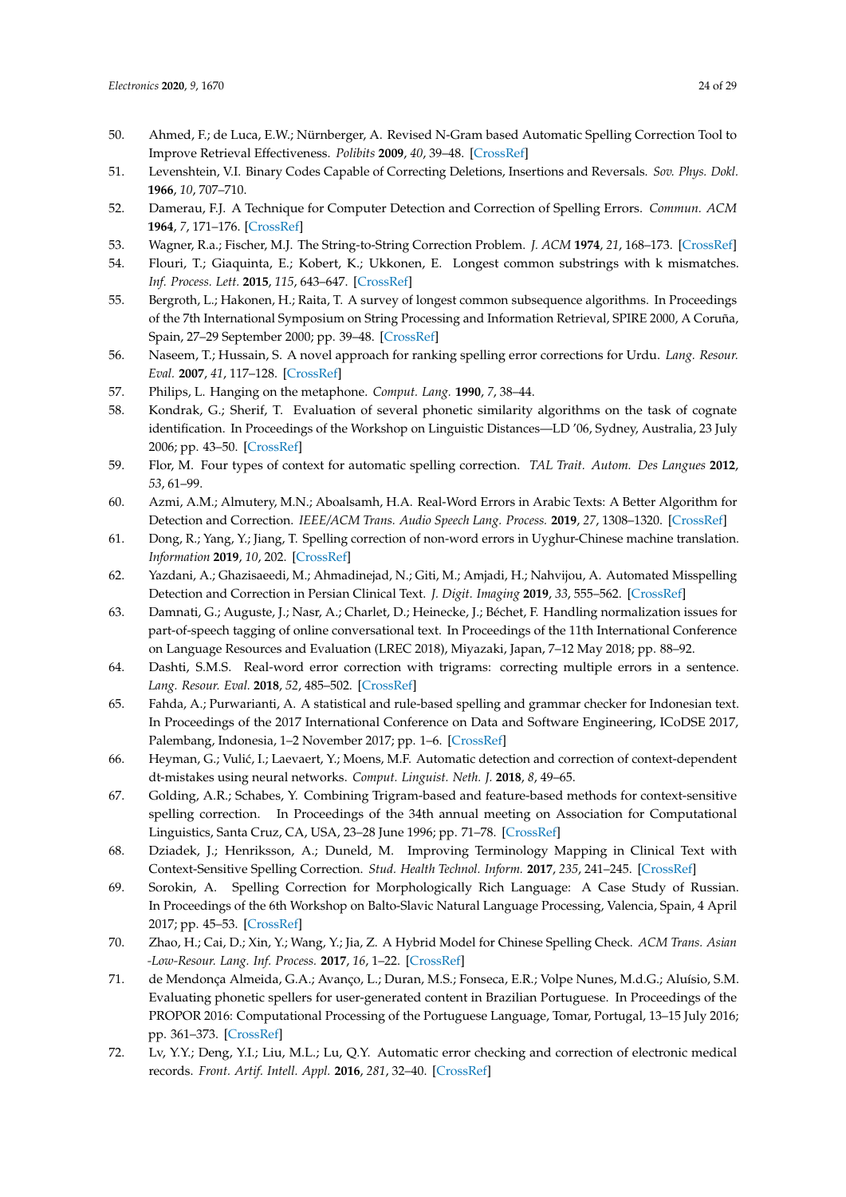50. Ahmed, F.; de Luca, E.W.; Nürnberger, A. Revised N-Gram based Automatic Spelling Correction Tool to Improve Retrieval Effectiveness. *Polibits* **2009**, *40*, 39–48. [CrossRef]
51. Levenshtein, V.I. Binary Codes Capable of Correcting Deletions, Insertions and Reversals. *Sov. Phys. Dokl.* **1966**, *10*, 707–710.
52. Damerau, F.J. A Technique for Computer Detection and Correction of Spelling Errors. *Commun. ACM* **1964**, *7*, 171–176. [CrossRef]
53. Wagner, R.a.; Fischer, M.J. The String-to-String Correction Problem. *J. ACM* **1974**, *21*, 168–173. [CrossRef]
54. Flouri, T.; Giaquinta, E.; Kobert, K.; Ukkonen, E. Longest common substrings with k mismatches. *Inf. Process. Lett.* **2015**, *115*, 643–647. [CrossRef]
55. Bergroth, L.; Hakonen, H.; Raita, T. A survey of longest common subsequence algorithms. In Proceedings of the 7th International Symposium on String Processing and Information Retrieval, SPIRE 2000, A Coruña, Spain, 27–29 September 2000; pp. 39–48. [CrossRef]
56. Naseem, T.; Hussain, S. A novel approach for ranking spelling error corrections for Urdu. *Lang. Resour. Eval.* **2007**, *41*, 117–128. [CrossRef]
57. Philips, L. Hanging on the metaphone. *Comput. Lang.* **1990**, *7*, 38–44.
58. Kondrak, G.; Sherif, T. Evaluation of several phonetic similarity algorithms on the task of cognate identification. In Proceedings of the Workshop on Linguistic Distances—LD '06, Sydney, Australia, 23 July 2006; pp. 43–50. [CrossRef]
59. Flor, M. Four types of context for automatic spelling correction. *TAL Trait. Autom. Des Langues* **2012**, *53*, 61–99.
60. Azmi, A.M.; Almutery, M.N.; Aboalsamh, H.A. Real-Word Errors in Arabic Texts: A Better Algorithm for Detection and Correction. *IEEE/ACM Trans. Audio Speech Lang. Process.* **2019**, *27*, 1308–1320. [CrossRef]
61. Dong, R.; Yang, Y.; Jiang, T. Spelling correction of non-word errors in Uyghur-Chinese machine translation. *Information* **2019**, *10*, 202. [CrossRef]
62. Yazdani, A.; Ghazisaeedi, M.; Ahmadinejad, N.; Giti, M.; Amjadi, H.; Nahvijou, A. Automated Misspelling Detection and Correction in Persian Clinical Text. *J. Digit. Imaging* **2019**, *33*, 555–562. [CrossRef]
63. Damnati, G.; Auguste, J.; Nasr, A.; Charlet, D.; Heinecke, J.; Béchet, F. Handling normalization issues for part-of-speech tagging of online conversational text. In Proceedings of the 11th International Conference on Language Resources and Evaluation (LREC 2018), Miyazaki, Japan, 7–12 May 2018; pp. 88–92.
64. Dashti, S.M.S. Real-word error correction with trigrams: correcting multiple errors in a sentence. *Lang. Resour. Eval.* **2018**, *52*, 485–502. [CrossRef]
65. Fahda, A.; Purwarianti, A. A statistical and rule-based spelling and grammar checker for Indonesian text. In Proceedings of the 2017 International Conference on Data and Software Engineering, ICoDSE 2017, Palembang, Indonesia, 1–2 November 2017; pp. 1–6. [CrossRef]
66. Heyman, G.; Vulić, I.; Laevaert, Y.; Moens, M.F. Automatic detection and correction of context-dependent dt-mistakes using neural networks. *Comput. Linguist. Neth. J.* **2018**, *8*, 49–65.
67. Golding, A.R.; Schabes, Y. Combining Trigram-based and feature-based methods for context-sensitive spelling correction. In Proceedings of the 34th annual meeting on Association for Computational Linguistics, Santa Cruz, CA, USA, 23–28 June 1996; pp. 71–78. [CrossRef]
68. Dziadek, J.; Henriksson, A.; Duneld, M. Improving Terminology Mapping in Clinical Text with Context-Sensitive Spelling Correction. *Stud. Health Technol. Inform.* **2017**, *235*, 241–245. [CrossRef]
69. Sorokin, A. Spelling Correction for Morphologically Rich Language: A Case Study of Russian. In Proceedings of the 6th Workshop on Balto-Slavic Natural Language Processing, Valencia, Spain, 4 April 2017; pp. 45–53. [CrossRef]
70. Zhao, H.; Cai, D.; Xin, Y.; Wang, Y.; Jia, Z. A Hybrid Model for Chinese Spelling Check. *ACM Trans. Asian -Low-Resour. Lang. Inf. Process.* **2017**, *16*, 1–22. [CrossRef]
71. de Mendonça Almeida, G.A.; Avanço, L.; Duran, M.S.; Fonseca, E.R.; Volpe Nunes, M.d.G.; Aluísio, S.M. Evaluating phonetic spellers for user-generated content in Brazilian Portuguese. In Proceedings of the PROPOR 2016: Computational Processing of the Portuguese Language, Tomar, Portugal, 13–15 July 2016; pp. 361–373. [CrossRef]
72. Lv, Y.Y.; Deng, Y.I.; Liu, M.L.; Lu, Q.Y. Automatic error checking and correction of electronic medical records. *Front. Artif. Intell. Appl.* **2016**, *281*, 32–40. [CrossRef]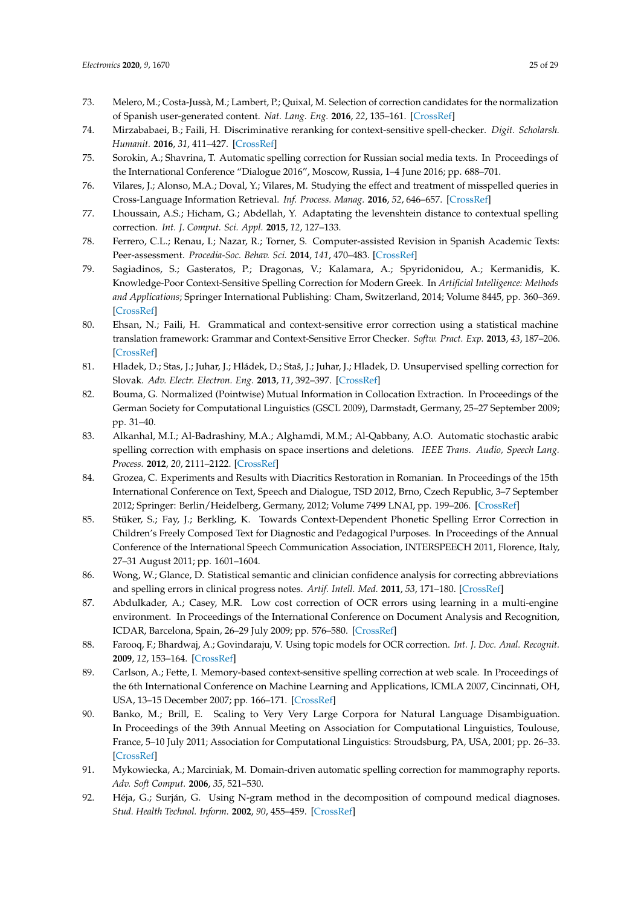73. Melero, M.; Costa-Jussà, M.; Lambert, P.; Quixal, M. Selection of correction candidates for the normalization of Spanish user-generated content. *Nat. Lang. Eng.* **2016**, *22*, 135–161. [CrossRef]
74. Mirzababaei, B.; Faili, H. Discriminative reranking for context-sensitive spell-checker. *Digit. Scholarsh. Humanit.* **2016**, *31*, 411–427. [CrossRef]
75. Sorokin, A.; Shavrina, T. Automatic spelling correction for Russian social media texts. In Proceedings of the International Conference "Dialogue 2016", Moscow, Russia, 1–4 June 2016; pp. 688–701.
76. Vilares, J.; Alonso, M.A.; Doval, Y.; Vilares, M. Studying the effect and treatment of misspelled queries in Cross-Language Information Retrieval. *Inf. Process. Manag.* **2016**, *52*, 646–657. [CrossRef]
77. Lhoussain, A.S.; Hicham, G.; Abdellah, Y. Adaptating the levenshtein distance to contextual spelling correction. *Int. J. Comput. Sci. Appl.* **2015**, *12*, 127–133.
78. Ferrero, C.L.; Renau, I.; Nazar, R.; Torner, S. Computer-assisted Revision in Spanish Academic Texts: Peer-assessment. *Procedia-Soc. Behav. Sci.* **2014**, *141*, 470–483. [CrossRef]
79. Sagiadinos, S.; Gasteratos, P.; Dragonas, V.; Kalamara, A.; Spyridonidou, A.; Kermanidis, K. Knowledge-Poor Context-Sensitive Spelling Correction for Modern Greek. In *Artificial Intelligence: Methods and Applications*; Springer International Publishing: Cham, Switzerland, 2014; Volume 8445, pp. 360–369. [CrossRef]
80. Ehsan, N.; Faili, H. Grammatical and context-sensitive error correction using a statistical machine translation framework: Grammar and Context-Sensitive Error Checker. *Softw. Pract. Exp.* **2013**, *43*, 187–206. [CrossRef]
81. Hladek, D.; Stas, J.; Juhar, J.; Hládek, D.; Staš, J.; Juhar, J.; Hladek, D. Unsupervised spelling correction for Slovak. *Adv. Electr. Electron. Eng.* **2013**, *11*, 392–397. [CrossRef]
82. Bouma, G. Normalized (Pointwise) Mutual Information in Collocation Extraction. In Proceedings of the German Society for Computational Linguistics (GSCL 2009), Darmstadt, Germany, 25–27 September 2009; pp. 31–40.
83. Alkanhal, M.I.; Al-Badrashiny, M.A.; Alghamdi, M.M.; Al-Qabbany, A.O. Automatic stochastic arabic spelling correction with emphasis on space insertions and deletions. *IEEE Trans. Audio, Speech Lang. Process.* **2012**, *20*, 2111–2122. [CrossRef]
84. Grozea, C. Experiments and Results with Diacritics Restoration in Romanian. In Proceedings of the 15th International Conference on Text, Speech and Dialogue, TSD 2012, Brno, Czech Republic, 3–7 September 2012; Springer: Berlin/Heidelberg, Germany, 2012; Volume 7499 LNAI, pp. 199–206. [CrossRef]
85. Stüker, S.; Fay, J.; Berkling, K. Towards Context-Dependent Phonetic Spelling Error Correction in Children's Freely Composed Text for Diagnostic and Pedagogical Purposes. In Proceedings of the Annual Conference of the International Speech Communication Association, INTERSPEECH 2011, Florence, Italy, 27–31 August 2011; pp. 1601–1604.
86. Wong, W.; Glance, D. Statistical semantic and clinician confidence analysis for correcting abbreviations and spelling errors in clinical progress notes. *Artif. Intell. Med.* **2011**, *53*, 171–180. [CrossRef]
87. Abdulkader, A.; Casey, M.R. Low cost correction of OCR errors using learning in a multi-engine environment. In Proceedings of the International Conference on Document Analysis and Recognition, ICDAR, Barcelona, Spain, 26–29 July 2009; pp. 576–580. [CrossRef]
88. Farooq, F.; Bhardwaj, A.; Govindaraju, V. Using topic models for OCR correction. *Int. J. Doc. Anal. Recognit.* **2009**, *12*, 153–164. [CrossRef]
89. Carlson, A.; Fette, I. Memory-based context-sensitive spelling correction at web scale. In Proceedings of the 6th International Conference on Machine Learning and Applications, ICMLA 2007, Cincinnati, OH, USA, 13–15 December 2007; pp. 166–171. [CrossRef]
90. Banko, M.; Brill, E. Scaling to Very Very Large Corpora for Natural Language Disambiguation. In Proceedings of the 39th Annual Meeting on Association for Computational Linguistics, Toulouse, France, 5–10 July 2011; Association for Computational Linguistics: Stroudsburg, PA, USA, 2001; pp. 26–33. [CrossRef]
91. Mykowiecka, A.; Marciniak, M. Domain-driven automatic spelling correction for mammography reports. *Adv. Soft Comput.* **2006**, *35*, 521–530.
92. Héja, G.; Surján, G. Using N-gram method in the decomposition of compound medical diagnoses. *Stud. Health Technol. Inform.* **2002**, *90*, 455–459. [CrossRef]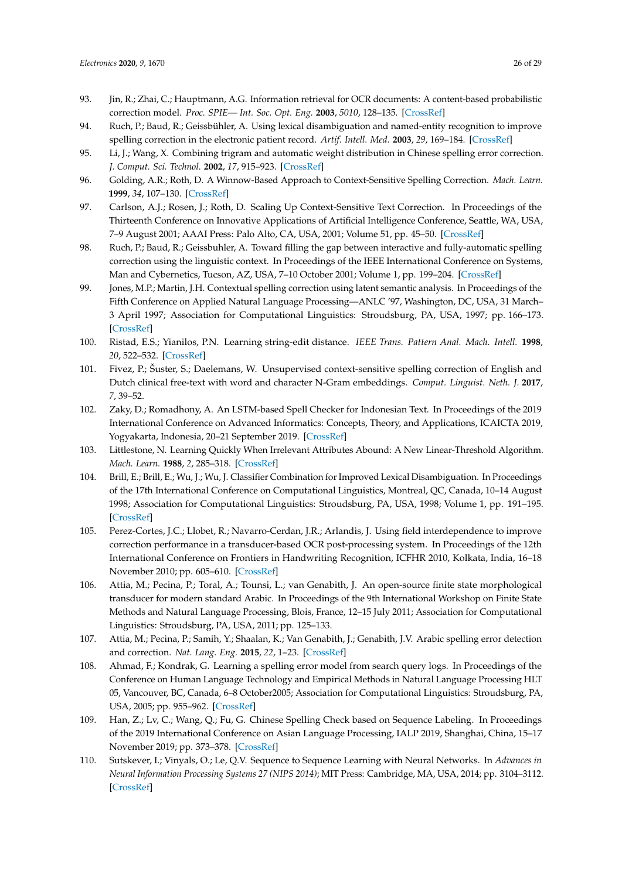93. Jin, R.; Zhai, C.; Hauptmann, A.G. Information retrieval for OCR documents: A content-based probabilistic correction model. *Proc. SPIE— Int. Soc. Opt. Eng.* **2003**, *5010*, 128–135. [CrossRef]
94. Ruch, P.; Baud, R.; Geissbühler, A. Using lexical disambiguation and named-entity recognition to improve spelling correction in the electronic patient record. *Artif. Intell. Med.* **2003**, *29*, 169–184. [CrossRef]
95. Li, J.; Wang, X. Combining trigram and automatic weight distribution in Chinese spelling error correction. *J. Comput. Sci. Technol.* **2002**, *17*, 915–923. [CrossRef]
96. Golding, A.R.; Roth, D. A Winnow-Based Approach to Context-Sensitive Spelling Correction. *Mach. Learn.* **1999**, *34*, 107–130. [CrossRef]
97. Carlson, A.J.; Rosen, J.; Roth, D. Scaling Up Context-Sensitive Text Correction. In Proceedings of the Thirteenth Conference on Innovative Applications of Artificial Intelligence Conference, Seattle, WA, USA, 7–9 August 2001; AAAI Press: Palo Alto, CA, USA, 2001; Volume 51, pp. 45–50. [CrossRef]
98. Ruch, P.; Baud, R.; Geissbuhler, A. Toward filling the gap between interactive and fully-automatic spelling correction using the linguistic context. In Proceedings of the IEEE International Conference on Systems, Man and Cybernetics, Tucson, AZ, USA, 7–10 October 2001; Volume 1, pp. 199–204. [CrossRef]
99. Jones, M.P.; Martin, J.H. Contextual spelling correction using latent semantic analysis. In Proceedings of the Fifth Conference on Applied Natural Language Processing—ANLC '97, Washington, DC, USA, 31 March–3 April 1997; Association for Computational Linguistics: Stroudsburg, PA, USA, 1997; pp. 166–173. [CrossRef]
100. Ristad, E.S.; Yianilos, P.N. Learning string-edit distance. *IEEE Trans. Pattern Anal. Mach. Intell.* **1998**, *20*, 522–532. [CrossRef]
101. Fivez, P.; Šuster, S.; Daelemans, W. Unsupervised context-sensitive spelling correction of English and Dutch clinical free-text with word and character N-Gram embeddings. *Comput. Linguist. Neth. J.* **2017**, *7*, 39–52.
102. Zaky, D.; Romadhony, A. An LSTM-based Spell Checker for Indonesian Text. In Proceedings of the 2019 International Conference on Advanced Informatics: Concepts, Theory, and Applications, ICAICTA 2019, Yogyakarta, Indonesia, 20–21 September 2019. [CrossRef]
103. Littlestone, N. Learning Quickly When Irrelevant Attributes Abound: A New Linear-Threshold Algorithm. *Mach. Learn.* **1988**, *2*, 285–318. [CrossRef]
104. Brill, E.; Brill, E.; Wu, J.; Wu, J. Classifier Combination for Improved Lexical Disambiguation. In Proceedings of the 17th International Conference on Computational Linguistics, Montreal, QC, Canada, 10–14 August 1998; Association for Computational Linguistics: Stroudsburg, PA, USA, 1998; Volume 1, pp. 191–195. [CrossRef]
105. Perez-Cortes, J.C.; Llobet, R.; Navarro-Cerdan, J.R.; Arlandis, J. Using field interdependence to improve correction performance in a transducer-based OCR post-processing system. In Proceedings of the 12th International Conference on Frontiers in Handwriting Recognition, ICFHR 2010, Kolkata, India, 16–18 November 2010; pp. 605–610. [CrossRef]
106. Attia, M.; Pecina, P.; Toral, A.; Tounsi, L.; van Genabith, J. An open-source finite state morphological transducer for modern standard Arabic. In Proceedings of the 9th International Workshop on Finite State Methods and Natural Language Processing, Blois, France, 12–15 July 2011; Association for Computational Linguistics: Stroudsburg, PA, USA, 2011; pp. 125–133.
107. Attia, M.; Pecina, P.; Samih, Y.; Shaalan, K.; Van Genabith, J.; Genabith, J.V. Arabic spelling error detection and correction. *Nat. Lang. Eng.* **2015**, *22*, 1–23. [CrossRef]
108. Ahmad, F.; Kondrak, G. Learning a spelling error model from search query logs. In Proceedings of the Conference on Human Language Technology and Empirical Methods in Natural Language Processing HLT 05, Vancouver, BC, Canada, 6–8 October2005; Association for Computational Linguistics: Stroudsburg, PA, USA, 2005; pp. 955–962. [CrossRef]
109. Han, Z.; Lv, C.; Wang, Q.; Fu, G. Chinese Spelling Check based on Sequence Labeling. In Proceedings of the 2019 International Conference on Asian Language Processing, IALP 2019, Shanghai, China, 15–17 November 2019; pp. 373–378. [CrossRef]
110. Sutskever, I.; Vinyals, O.; Le, Q.V. Sequence to Sequence Learning with Neural Networks. In *Advances in Neural Information Processing Systems 27 (NIPS 2014)*; MIT Press: Cambridge, MA, USA, 2014; pp. 3104–3112. [CrossRef]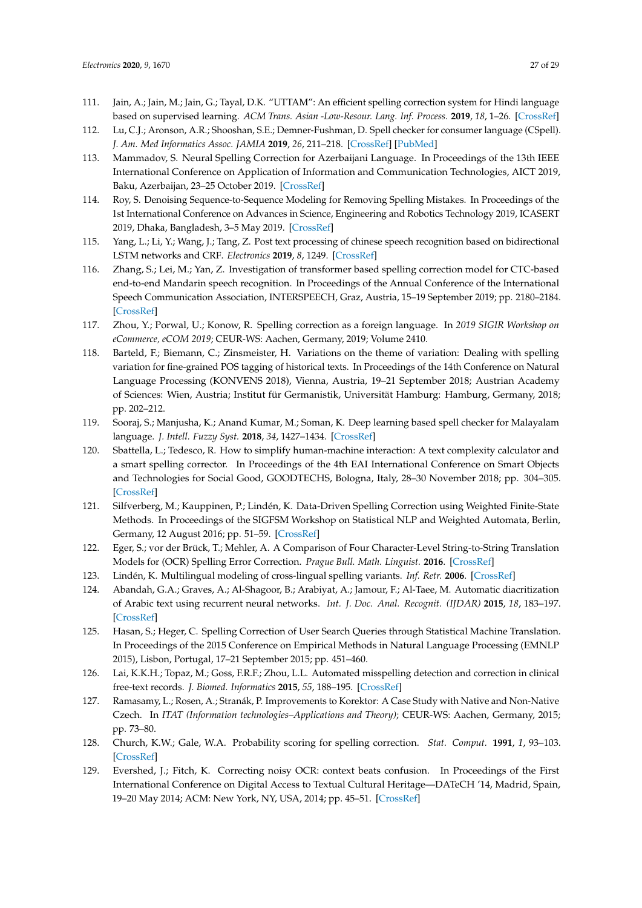111. Jain, A.; Jain, M.; Jain, G.; Tayal, D.K. "UTTAM": An efficient spelling correction system for Hindi language based on supervised learning. *ACM Trans. Asian -Low-Resour. Lang. Inf. Process.* **2019**, *18*, 1–26. [CrossRef]
112. Lu, C.J.; Aronson, A.R.; Shooshan, S.E.; Demner-Fushman, D. Spell checker for consumer language (CSpell). *J. Am. Med Informatics Assoc. JAMIA* **2019**, *26*, 211–218. [CrossRef] [PubMed]
113. Mammadov, S. Neural Spelling Correction for Azerbaijani Language. In Proceedings of the 13th IEEE International Conference on Application of Information and Communication Technologies, AICT 2019, Baku, Azerbaijan, 23–25 October 2019. [CrossRef]
114. Roy, S. Denoising Sequence-to-Sequence Modeling for Removing Spelling Mistakes. In Proceedings of the 1st International Conference on Advances in Science, Engineering and Robotics Technology 2019, ICASERT 2019, Dhaka, Bangladesh, 3–5 May 2019. [CrossRef]
115. Yang, L.; Li, Y.; Wang, J.; Tang, Z. Post text processing of chinese speech recognition based on bidirectional LSTM networks and CRF. *Electronics* **2019**, *8*, 1249. [CrossRef]
116. Zhang, S.; Lei, M.; Yan, Z. Investigation of transformer based spelling correction model for CTC-based end-to-end Mandarin speech recognition. In Proceedings of the Annual Conference of the International Speech Communication Association, INTERSPEECH, Graz, Austria, 15–19 September 2019; pp. 2180–2184. [CrossRef]
117. Zhou, Y.; Porwal, U.; Konow, R. Spelling correction as a foreign language. In *2019 SIGIR Workshop on eCommerce, eCOM 2019*; CEUR-WS: Aachen, Germany, 2019; Volume 2410.
118. Barteld, F.; Biemann, C.; Zinsmeister, H. Variations on the theme of variation: Dealing with spelling variation for fine-grained POS tagging of historical texts. In Proceedings of the 14th Conference on Natural Language Processing (KONVENS 2018), Vienna, Austria, 19–21 September 2018; Austrian Academy of Sciences: Wien, Austria; Institut für Germanistik, Universität Hamburg: Hamburg, Germany, 2018; pp. 202–212.
119. Sooraj, S.; Manjusha, K.; Anand Kumar, M.; Soman, K. Deep learning based spell checker for Malayalam language. *J. Intell. Fuzzy Syst.* **2018**, *34*, 1427–1434. [CrossRef]
120. Sbattella, L.; Tedesco, R. How to simplify human-machine interaction: A text complexity calculator and a smart spelling corrector. In Proceedings of the 4th EAI International Conference on Smart Objects and Technologies for Social Good, GOODTECHS, Bologna, Italy, 28–30 November 2018; pp. 304–305. [CrossRef]
121. Silfverberg, M.; Kauppinen, P.; Lindén, K. Data-Driven Spelling Correction using Weighted Finite-State Methods. In Proceedings of the SIGFSM Workshop on Statistical NLP and Weighted Automata, Berlin, Germany, 12 August 2016; pp. 51–59. [CrossRef]
122. Eger, S.; vor der Brück, T.; Mehler, A. A Comparison of Four Character-Level String-to-String Translation Models for (OCR) Spelling Error Correction. *Prague Bull. Math. Linguist.* **2016**. [CrossRef]
123. Lindén, K. Multilingual modeling of cross-lingual spelling variants. *Inf. Retr.* **2006**. [CrossRef]
124. Abandah, G.A.; Graves, A.; Al-Shagoor, B.; Arabiyat, A.; Jamour, F.; Al-Taee, M. Automatic diacritization of Arabic text using recurrent neural networks. *Int. J. Doc. Anal. Recognit. (IJDAR)* **2015**, *18*, 183–197. [CrossRef]
125. Hasan, S.; Heger, C. Spelling Correction of User Search Queries through Statistical Machine Translation. In Proceedings of the 2015 Conference on Empirical Methods in Natural Language Processing (EMNLP 2015), Lisbon, Portugal, 17–21 September 2015; pp. 451–460.
126. Lai, K.K.H.; Topaz, M.; Goss, F.R.F.; Zhou, L.L. Automated misspelling detection and correction in clinical free-text records. *J. Biomed. Informatics* **2015**, *55*, 188–195. [CrossRef]
127. Ramasamy, L.; Rosen, A.; Stranák, P. Improvements to Korektor: A Case Study with Native and Non-Native Czech. In *ITAT (Information technologies–Applications and Theory)*; CEUR-WS: Aachen, Germany, 2015; pp. 73–80.
128. Church, K.W.; Gale, W.A. Probability scoring for spelling correction. *Stat. Comput.* **1991**, *1*, 93–103. [CrossRef]
129. Evershed, J.; Fitch, K. Correcting noisy OCR: context beats confusion. In Proceedings of the First International Conference on Digital Access to Textual Cultural Heritage—DATeCH '14, Madrid, Spain, 19–20 May 2014; ACM: New York, NY, USA, 2014; pp. 45–51. [CrossRef]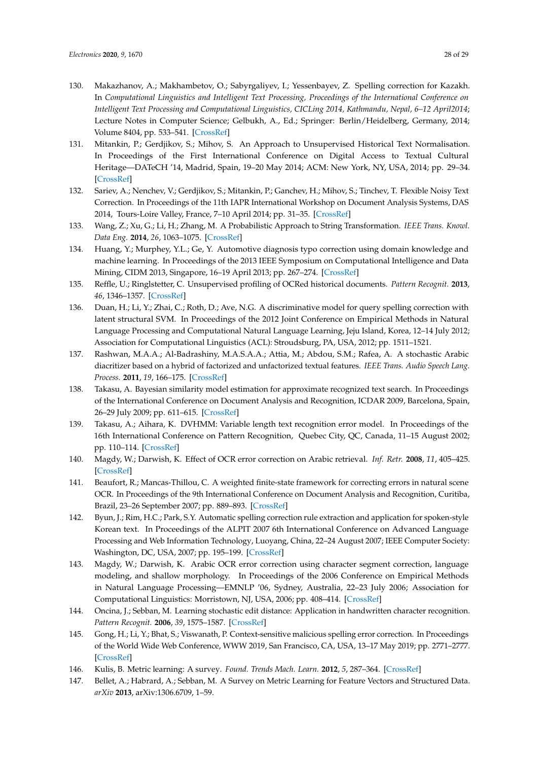130. Makazhanov, A.; Makhambetov, O.; Sabyrgaliyev, I.; Yessenbayev, Z. Spelling correction for Kazakh. In *Computational Linguistics and Intelligent Text Processing, Proceedings of the International Conference on Intelligent Text Processing and Computational Linguistics, CICLing 2014, Kathmandu, Nepal, 6–12 April2014*; Lecture Notes in Computer Science; Gelbukh, A., Ed.; Springer: Berlin/Heidelberg, Germany, 2014; Volume 8404, pp. 533–541. [CrossRef]
131. Mitankin, P.; Gerdjikov, S.; Mihov, S. An Approach to Unsupervised Historical Text Normalisation. In Proceedings of the First International Conference on Digital Access to Textual Cultural Heritage—DATeCH '14, Madrid, Spain, 19–20 May 2014; ACM: New York, NY, USA, 2014; pp. 29–34. [CrossRef]
132. Sariev, A.; Nenchev, V.; Gerdjikov, S.; Mitankin, P.; Ganchev, H.; Mihov, S.; Tinchev, T. Flexible Noisy Text Correction. In Proceedings of the 11th IAPR International Workshop on Document Analysis Systems, DAS 2014, Tours-Loire Valley, France, 7–10 April 2014; pp. 31–35. [CrossRef]
133. Wang, Z.; Xu, G.; Li, H.; Zhang, M. A Probabilistic Approach to String Transformation. *IEEE Trans. Knowl. Data Eng.* **2014**, *26*, 1063–1075. [CrossRef]
134. Huang, Y.; Murphey, Y.L.; Ge, Y. Automotive diagnosis typo correction using domain knowledge and machine learning. In Proceedings of the 2013 IEEE Symposium on Computational Intelligence and Data Mining, CIDM 2013, Singapore, 16–19 April 2013; pp. 267–274. [CrossRef]
135. Reffle, U.; Ringlstetter, C. Unsupervised profiling of OCRed historical documents. *Pattern Recognit.* **2013**, *46*, 1346–1357. [CrossRef]
136. Duan, H.; Li, Y.; Zhai, C.; Roth, D.; Ave, N.G. A discriminative model for query spelling correction with latent structural SVM. In Proceedings of the 2012 Joint Conference on Empirical Methods in Natural Language Processing and Computational Natural Language Learning, Jeju Island, Korea, 12–14 July 2012; Association for Computational Linguistics (ACL): Stroudsburg, PA, USA, 2012; pp. 1511–1521.
137. Rashwan, M.A.A.; Al-Badrashiny, M.A.S.A.A.; Attia, M.; Abdou, S.M.; Rafea, A. A stochastic Arabic diacritizer based on a hybrid of factorized and unfactorized textual features. *IEEE Trans. Audio Speech Lang. Process.* **2011**, *19*, 166–175. [CrossRef]
138. Takasu, A. Bayesian similarity model estimation for approximate recognized text search. In Proceedings of the International Conference on Document Analysis and Recognition, ICDAR 2009, Barcelona, Spain, 26–29 July 2009; pp. 611–615. [CrossRef]
139. Takasu, A.; Aihara, K. DVHMM: Variable length text recognition error model. In Proceedings of the 16th International Conference on Pattern Recognition, Quebec City, QC, Canada, 11–15 August 2002; pp. 110–114. [CrossRef]
140. Magdy, W.; Darwish, K. Effect of OCR error correction on Arabic retrieval. *Inf. Retr.* **2008**, *11*, 405–425. [CrossRef]
141. Beaufort, R.; Mancas-Thillou, C. A weighted finite-state framework for correcting errors in natural scene OCR. In Proceedings of the 9th International Conference on Document Analysis and Recognition, Curitiba, Brazil, 23–26 September 2007; pp. 889–893. [CrossRef]
142. Byun, J.; Rim, H.C.; Park, S.Y. Automatic spelling correction rule extraction and application for spoken-style Korean text. In Proceedings of the ALPIT 2007 6th International Conference on Advanced Language Processing and Web Information Technology, Luoyang, China, 22–24 August 2007; IEEE Computer Society: Washington, DC, USA, 2007; pp. 195–199. [CrossRef]
143. Magdy, W.; Darwish, K. Arabic OCR error correction using character segment correction, language modeling, and shallow morphology. In Proceedings of the 2006 Conference on Empirical Methods in Natural Language Processing—EMNLP '06, Sydney, Australia, 22–23 July 2006; Association for Computational Linguistics: Morristown, NJ, USA, 2006; pp. 408–414. [CrossRef]
144. Oncina, J.; Sebban, M. Learning stochastic edit distance: Application in handwritten character recognition. *Pattern Recognit.* **2006**, *39*, 1575–1587. [CrossRef]
145. Gong, H.; Li, Y.; Bhat, S.; Viswanath, P. Context-sensitive malicious spelling error correction. In Proceedings of the World Wide Web Conference, WWW 2019, San Francisco, CA, USA, 13–17 May 2019; pp. 2771–2777. [CrossRef]
146. Kulis, B. Metric learning: A survey. *Found. Trends Mach. Learn.* **2012**, *5*, 287–364. [CrossRef]
147. Bellet, A.; Habrard, A.; Sebban, M. A Survey on Metric Learning for Feature Vectors and Structured Data. *arXiv* **2013**, arXiv:1306.6709, 1–59.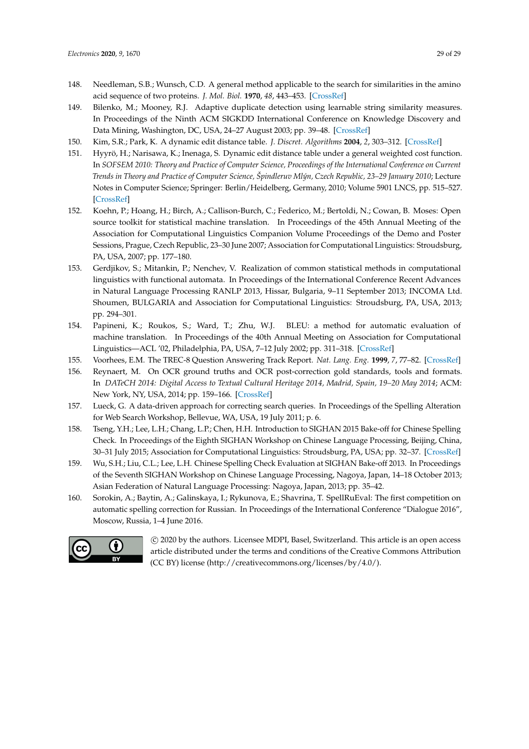148. Needleman, S.B.; Wunsch, C.D. A general method applicable to the search for similarities in the amino acid sequence of two proteins. *J. Mol. Biol.* **1970**, *48*, 443–453. [CrossRef]
149. Bilenko, M.; Mooney, R.J. Adaptive duplicate detection using learnable string similarity measures. In Proceedings of the Ninth ACM SIGKDD International Conference on Knowledge Discovery and Data Mining, Washington, DC, USA, 24–27 August 2003; pp. 39–48. [CrossRef]
150. Kim, S.R.; Park, K. A dynamic edit distance table. *J. Discret. Algorithms* **2004**, *2*, 303–312. [CrossRef]
151. Hyyrö, H.; Narisawa, K.; Inenaga, S. Dynamic edit distance table under a general weighted cost function. In *SOFSEM 2010: Theory and Practice of Computer Science, Proceedings of the International Conference on Current Trends in Theory and Practice of Computer Science, Špindlerův Mlýn, Czech Republic, 23–29 January 2010*; Lecture Notes in Computer Science; Springer: Berlin/Heidelberg, Germany, 2010; Volume 5901 LNCS, pp. 515–527. [CrossRef]
152. Koehn, P.; Hoang, H.; Birch, A.; Callison-Burch, C.; Federico, M.; Bertoldi, N.; Cowan, B. Moses: Open source toolkit for statistical machine translation. In Proceedings of the 45th Annual Meeting of the Association for Computational Linguistics Companion Volume Proceedings of the Demo and Poster Sessions, Prague, Czech Republic, 23–30 June 2007; Association for Computational Linguistics: Stroudsburg, PA, USA, 2007; pp. 177–180.
153. Gerdjikov, S.; Mitankin, P.; Nenchev, V. Realization of common statistical methods in computational linguistics with functional automata. In Proceedings of the International Conference Recent Advances in Natural Language Processing RANLP 2013, Hissar, Bulgaria, 9–11 September 2013; INCOMA Ltd. Shoumen, BULGARIA and Association for Computational Linguistics: Stroudsburg, PA, USA, 2013; pp. 294–301.
154. Papineni, K.; Roukos, S.; Ward, T.; Zhu, W.J. BLEU: a method for automatic evaluation of machine translation. In Proceedings of the 40th Annual Meeting on Association for Computational Linguistics—ACL '02, Philadelphia, PA, USA, 7–12 July 2002; pp. 311–318. [CrossRef]
155. Voorhees, E.M. The TREC-8 Question Answering Track Report. *Nat. Lang. Eng.* **1999**, *7*, 77–82. [CrossRef]
156. Reynaert, M. On OCR ground truths and OCR post-correction gold standards, tools and formats. In *DATeCH 2014: Digital Access to Textual Cultural Heritage 2014, Madrid, Spain, 19–20 May 2014*; ACM: New York, NY, USA, 2014; pp. 159–166. [CrossRef]
157. Lueck, G. A data-driven approach for correcting search queries. In Proceedings of the Spelling Alteration for Web Search Workshop, Bellevue, WA, USA, 19 July 2011; p. 6.
158. Tseng, Y.H.; Lee, L.H.; Chang, L.P.; Chen, H.H. Introduction to SIGHAN 2015 Bake-off for Chinese Spelling Check. In Proceedings of the Eighth SIGHAN Workshop on Chinese Language Processing, Beijing, China, 30–31 July 2015; Association for Computational Linguistics: Stroudsburg, PA, USA; pp. 32–37. [CrossRef]
159. Wu, S.H.; Liu, C.L.; Lee, L.H. Chinese Spelling Check Evaluation at SIGHAN Bake-off 2013. In Proceedings of the Seventh SIGHAN Workshop on Chinese Language Processing, Nagoya, Japan, 14–18 October 2013; Asian Federation of Natural Language Processing: Nagoya, Japan, 2013; pp. 35–42.
160. Sorokin, A.; Baytin, A.; Galinskaya, I.; Rykunova, E.; Shavrina, T. SpellRuEval: The first competition on automatic spelling correction for Russian. In Proceedings of the International Conference "Dialogue 2016", Moscow, Russia, 1–4 June 2016.

© 2020 by the authors. Licensee MDPI, Basel, Switzerland. This article is an open access article distributed under the terms and conditions of the Creative Commons Attribution (CC BY) license (http://creativecommons.org/licenses/by/4.0/).